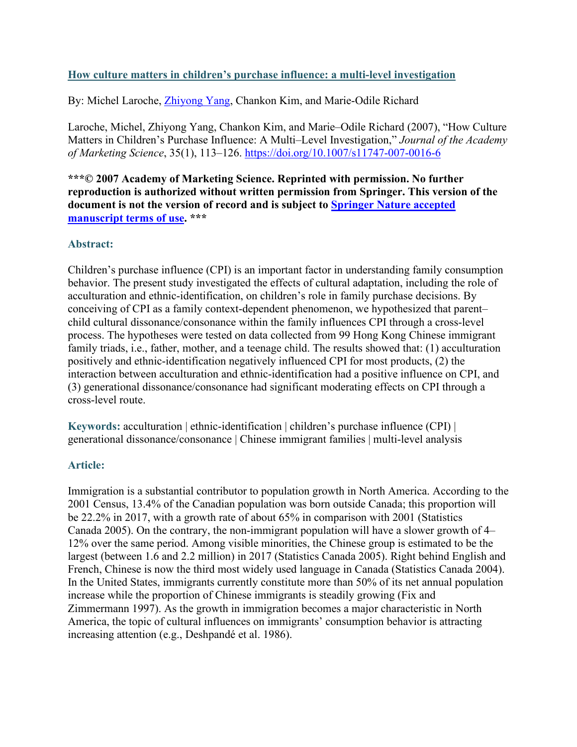**[How culture matters in children's purchase influence: a multi-level investigation](https://doi.org/10.1007/s11747-007-0016-6)**

By: Michel Laroche, [Zhiyong Yang](), Chankon Kim, and Marie-Odile Richard

Laroche, Michel, Zhiyong Yang, Chankon Kim, and Marie–Odile Richard (2007), "How Culture Matters in Children's Purchase Influence: A Multi–Level Investigation," *Journal of the Academy of Marketing Science*, 35(1), 113–126. https://doi.org/10.1007/s11747-007-0016-6

**\*\*\*© 2007 Academy of Marketing Science. Reprinted with permission. No further reproduction is authorized without written permission from Springer. This version of the document is not the version of record and is subject to [Springer Nature accepted manuscript terms of use](). \*\*\***

## Abstract:

Children's purchase influence (CPI) is an important factor in understanding family consumption behavior. The present study investigated the effects of cultural adaptation, including the role of acculturation and ethnic-identification, on children's role in family purchase decisions. By conceiving of CPI as a family context-dependent phenomenon, we hypothesized that parent–child cultural dissonance/consonance within the family influences CPI through a cross-level process. The hypotheses were tested on data collected from 99 Hong Kong Chinese immigrant family triads, i.e., father, mother, and a teenage child. The results showed that: (1) acculturation positively and ethnic-identification negatively influenced CPI for most products, (2) the interaction between acculturation and ethnic-identification had a positive influence on CPI, and (3) generational dissonance/consonance had significant moderating effects on CPI through a cross-level route.

**Keywords:** acculturation | ethnic-identification | children's purchase influence (CPI) | generational dissonance/consonance | Chinese immigrant families | multi-level analysis

## Article:

Immigration is a substantial contributor to population growth in North America. According to the 2001 Census, 13.4% of the Canadian population was born outside Canada; this proportion will be 22.2% in 2017, with a growth rate of about 65% in comparison with 2001 (Statistics Canada 2005). On the contrary, the non-immigrant population will have a slower growth of 4–12% over the same period. Among visible minorities, the Chinese group is estimated to be the largest (between 1.6 and 2.2 million) in 2017 (Statistics Canada 2005). Right behind English and French, Chinese is now the third most widely used language in Canada (Statistics Canada 2004). In the United States, immigrants currently constitute more than 50% of its net annual population increase while the proportion of Chinese immigrants is steadily growing (Fix and Zimmermann 1997). As the growth in immigration becomes a major characteristic in North America, the topic of cultural influences on immigrants' consumption behavior is attracting increasing attention (e.g., Deshpandé et al. 1986).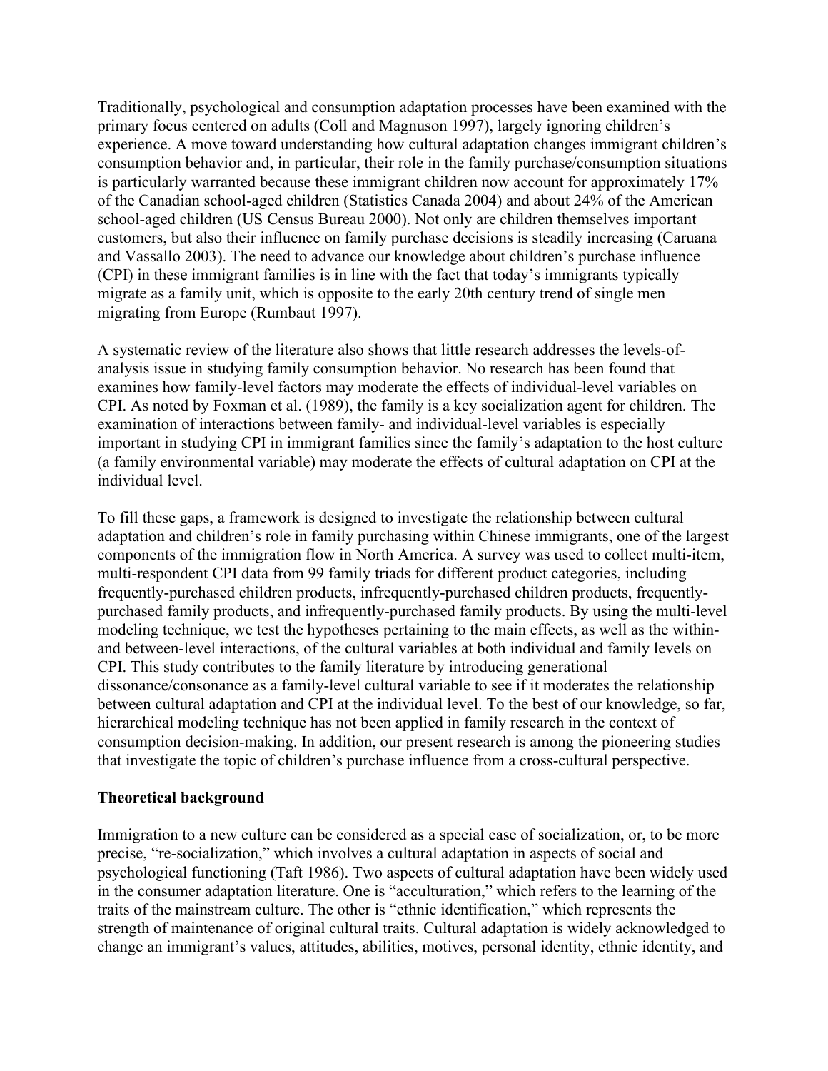Traditionally, psychological and consumption adaptation processes have been examined with the primary focus centered on adults (Coll and Magnuson 1997), largely ignoring children's experience. A move toward understanding how cultural adaptation changes immigrant children's consumption behavior and, in particular, their role in the family purchase/consumption situations is particularly warranted because these immigrant children now account for approximately 17% of the Canadian school-aged children (Statistics Canada 2004) and about 24% of the American school-aged children (US Census Bureau 2000). Not only are children themselves important customers, but also their influence on family purchase decisions is steadily increasing (Caruana and Vassallo 2003). The need to advance our knowledge about children's purchase influence (CPI) in these immigrant families is in line with the fact that today's immigrants typically migrate as a family unit, which is opposite to the early 20th century trend of single men migrating from Europe (Rumbaut 1997).

A systematic review of the literature also shows that little research addresses the levels-of-analysis issue in studying family consumption behavior. No research has been found that examines how family-level factors may moderate the effects of individual-level variables on CPI. As noted by Foxman et al. (1989), the family is a key socialization agent for children. The examination of interactions between family- and individual-level variables is especially important in studying CPI in immigrant families since the family's adaptation to the host culture (a family environmental variable) may moderate the effects of cultural adaptation on CPI at the individual level.

To fill these gaps, a framework is designed to investigate the relationship between cultural adaptation and children's role in family purchasing within Chinese immigrants, one of the largest components of the immigration flow in North America. A survey was used to collect multi-item, multi-respondent CPI data from 99 family triads for different product categories, including frequently-purchased children products, infrequently-purchased children products, frequently-purchased family products, and infrequently-purchased family products. By using the multi-level modeling technique, we test the hypotheses pertaining to the main effects, as well as the within- and between-level interactions, of the cultural variables at both individual and family levels on CPI. This study contributes to the family literature by introducing generational dissonance/consonance as a family-level cultural variable to see if it moderates the relationship between cultural adaptation and CPI at the individual level. To the best of our knowledge, so far, hierarchical modeling technique has not been applied in family research in the context of consumption decision-making. In addition, our present research is among the pioneering studies that investigate the topic of children's purchase influence from a cross-cultural perspective.

## Theoretical background

Immigration to a new culture can be considered as a special case of socialization, or, to be more precise, "re-socialization," which involves a cultural adaptation in aspects of social and psychological functioning (Taft 1986). Two aspects of cultural adaptation have been widely used in the consumer adaptation literature. One is "acculturation," which refers to the learning of the traits of the mainstream culture. The other is "ethnic identification," which represents the strength of maintenance of original cultural traits. Cultural adaptation is widely acknowledged to change an immigrant's values, attitudes, abilities, motives, personal identity, ethnic identity, and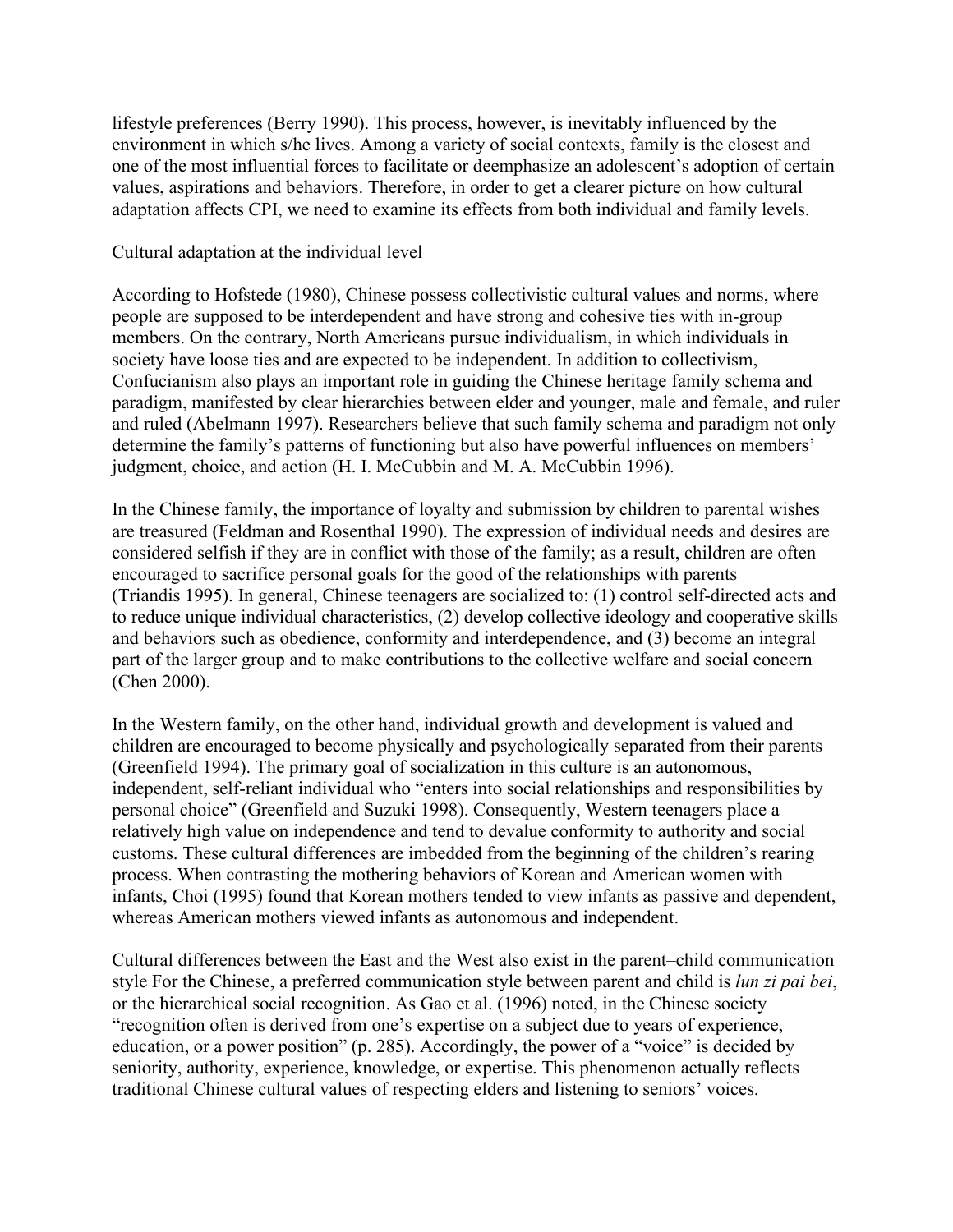lifestyle preferences (Berry 1990). This process, however, is inevitably influenced by the environment in which s/he lives. Among a variety of social contexts, family is the closest and one of the most influential forces to facilitate or deemphasize an adolescent's adoption of certain values, aspirations and behaviors. Therefore, in order to get a clearer picture on how cultural adaptation affects CPI, we need to examine its effects from both individual and family levels.

## Cultural adaptation at the individual level

According to Hofstede (1980), Chinese possess collectivistic cultural values and norms, where people are supposed to be interdependent and have strong and cohesive ties with in-group members. On the contrary, North Americans pursue individualism, in which individuals in society have loose ties and are expected to be independent. In addition to collectivism, Confucianism also plays an important role in guiding the Chinese heritage family schema and paradigm, manifested by clear hierarchies between elder and younger, male and female, and ruler and ruled (Abelmann 1997). Researchers believe that such family schema and paradigm not only determine the family's patterns of functioning but also have powerful influences on members' judgment, choice, and action (H. I. McCubbin and M. A. McCubbin 1996).

In the Chinese family, the importance of loyalty and submission by children to parental wishes are treasured (Feldman and Rosenthal 1990). The expression of individual needs and desires are considered selfish if they are in conflict with those of the family; as a result, children are often encouraged to sacrifice personal goals for the good of the relationships with parents (Triandis 1995). In general, Chinese teenagers are socialized to: (1) control self-directed acts and to reduce unique individual characteristics, (2) develop collective ideology and cooperative skills and behaviors such as obedience, conformity and interdependence, and (3) become an integral part of the larger group and to make contributions to the collective welfare and social concern (Chen 2000).

In the Western family, on the other hand, individual growth and development is valued and children are encouraged to become physically and psychologically separated from their parents (Greenfield 1994). The primary goal of socialization in this culture is an autonomous, independent, self-reliant individual who "enters into social relationships and responsibilities by personal choice" (Greenfield and Suzuki 1998). Consequently, Western teenagers place a relatively high value on independence and tend to devalue conformity to authority and social customs. These cultural differences are imbedded from the beginning of the children's rearing process. When contrasting the mothering behaviors of Korean and American women with infants, Choi (1995) found that Korean mothers tended to view infants as passive and dependent, whereas American mothers viewed infants as autonomous and independent.

Cultural differences between the East and the West also exist in the parent–child communication style For the Chinese, a preferred communication style between parent and child is *lun zi pai bei*, or the hierarchical social recognition. As Gao et al. (1996) noted, in the Chinese society "recognition often is derived from one's expertise on a subject due to years of experience, education, or a power position" (p. 285). Accordingly, the power of a "voice" is decided by seniority, authority, experience, knowledge, or expertise. This phenomenon actually reflects traditional Chinese cultural values of respecting elders and listening to seniors' voices.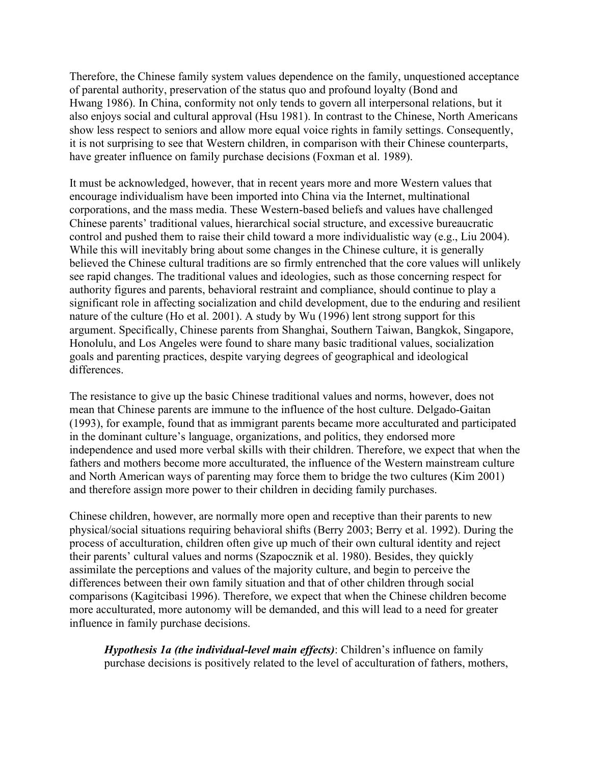Therefore, the Chinese family system values dependence on the family, unquestioned acceptance of parental authority, preservation of the status quo and profound loyalty (Bond and Hwang 1986). In China, conformity not only tends to govern all interpersonal relations, but it also enjoys social and cultural approval (Hsu 1981). In contrast to the Chinese, North Americans show less respect to seniors and allow more equal voice rights in family settings. Consequently, it is not surprising to see that Western children, in comparison with their Chinese counterparts, have greater influence on family purchase decisions (Foxman et al. 1989).

It must be acknowledged, however, that in recent years more and more Western values that encourage individualism have been imported into China via the Internet, multinational corporations, and the mass media. These Western-based beliefs and values have challenged Chinese parents' traditional values, hierarchical social structure, and excessive bureaucratic control and pushed them to raise their child toward a more individualistic way (e.g., Liu 2004). While this will inevitably bring about some changes in the Chinese culture, it is generally believed the Chinese cultural traditions are so firmly entrenched that the core values will unlikely see rapid changes. The traditional values and ideologies, such as those concerning respect for authority figures and parents, behavioral restraint and compliance, should continue to play a significant role in affecting socialization and child development, due to the enduring and resilient nature of the culture (Ho et al. 2001). A study by Wu (1996) lent strong support for this argument. Specifically, Chinese parents from Shanghai, Southern Taiwan, Bangkok, Singapore, Honolulu, and Los Angeles were found to share many basic traditional values, socialization goals and parenting practices, despite varying degrees of geographical and ideological differences.

The resistance to give up the basic Chinese traditional values and norms, however, does not mean that Chinese parents are immune to the influence of the host culture. Delgado-Gaitan (1993), for example, found that as immigrant parents became more acculturated and participated in the dominant culture's language, organizations, and politics, they endorsed more independence and used more verbal skills with their children. Therefore, we expect that when the fathers and mothers become more acculturated, the influence of the Western mainstream culture and North American ways of parenting may force them to bridge the two cultures (Kim 2001) and therefore assign more power to their children in deciding family purchases.

Chinese children, however, are normally more open and receptive than their parents to new physical/social situations requiring behavioral shifts (Berry 2003; Berry et al. 1992). During the process of acculturation, children often give up much of their own cultural identity and reject their parents' cultural values and norms (Szapocznik et al. 1980). Besides, they quickly assimilate the perceptions and values of the majority culture, and begin to perceive the differences between their own family situation and that of other children through social comparisons (Kagitcibasi 1996). Therefore, we expect that when the Chinese children become more acculturated, more autonomy will be demanded, and this will lead to a need for greater influence in family purchase decisions.

> ***Hypothesis 1a (the individual-level main effects)***: Children's influence on family purchase decisions is positively related to the level of acculturation of fathers, mothers,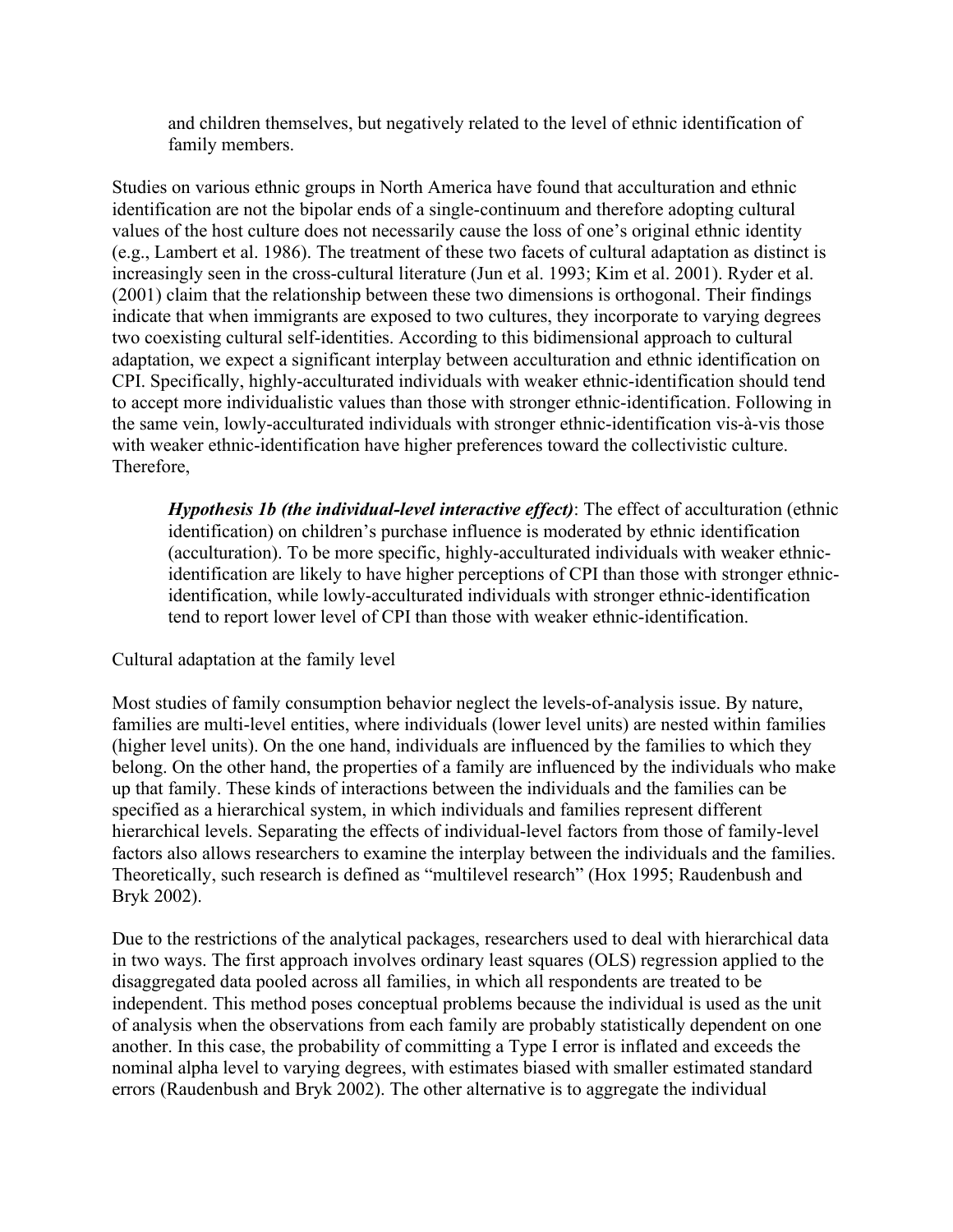and children themselves, but negatively related to the level of ethnic identification of family members.

Studies on various ethnic groups in North America have found that acculturation and ethnic identification are not the bipolar ends of a single-continuum and therefore adopting cultural values of the host culture does not necessarily cause the loss of one's original ethnic identity (e.g., Lambert et al. 1986). The treatment of these two facets of cultural adaptation as distinct is increasingly seen in the cross-cultural literature (Jun et al. 1993; Kim et al. 2001). Ryder et al. (2001) claim that the relationship between these two dimensions is orthogonal. Their findings indicate that when immigrants are exposed to two cultures, they incorporate to varying degrees two coexisting cultural self-identities. According to this bidimensional approach to cultural adaptation, we expect a significant interplay between acculturation and ethnic identification on CPI. Specifically, highly-acculturated individuals with weaker ethnic-identification should tend to accept more individualistic values than those with stronger ethnic-identification. Following in the same vein, lowly-acculturated individuals with stronger ethnic-identification vis-à-vis those with weaker ethnic-identification have higher preferences toward the collectivistic culture. Therefore,

> ***Hypothesis 1b (the individual-level interactive effect)***: The effect of acculturation (ethnic identification) on children's purchase influence is moderated by ethnic identification (acculturation). To be more specific, highly-acculturated individuals with weaker ethnic-identification are likely to have higher perceptions of CPI than those with stronger ethnic-identification, while lowly-acculturated individuals with stronger ethnic-identification tend to report lower level of CPI than those with weaker ethnic-identification.

Cultural adaptation at the family level

Most studies of family consumption behavior neglect the levels-of-analysis issue. By nature, families are multi-level entities, where individuals (lower level units) are nested within families (higher level units). On the one hand, individuals are influenced by the families to which they belong. On the other hand, the properties of a family are influenced by the individuals who make up that family. These kinds of interactions between the individuals and the families can be specified as a hierarchical system, in which individuals and families represent different hierarchical levels. Separating the effects of individual-level factors from those of family-level factors also allows researchers to examine the interplay between the individuals and the families. Theoretically, such research is defined as "multilevel research" (Hox 1995; Raudenbush and Bryk 2002).

Due to the restrictions of the analytical packages, researchers used to deal with hierarchical data in two ways. The first approach involves ordinary least squares (OLS) regression applied to the disaggregated data pooled across all families, in which all respondents are treated to be independent. This method poses conceptual problems because the individual is used as the unit of analysis when the observations from each family are probably statistically dependent on one another. In this case, the probability of committing a Type I error is inflated and exceeds the nominal alpha level to varying degrees, with estimates biased with smaller estimated standard errors (Raudenbush and Bryk 2002). The other alternative is to aggregate the individual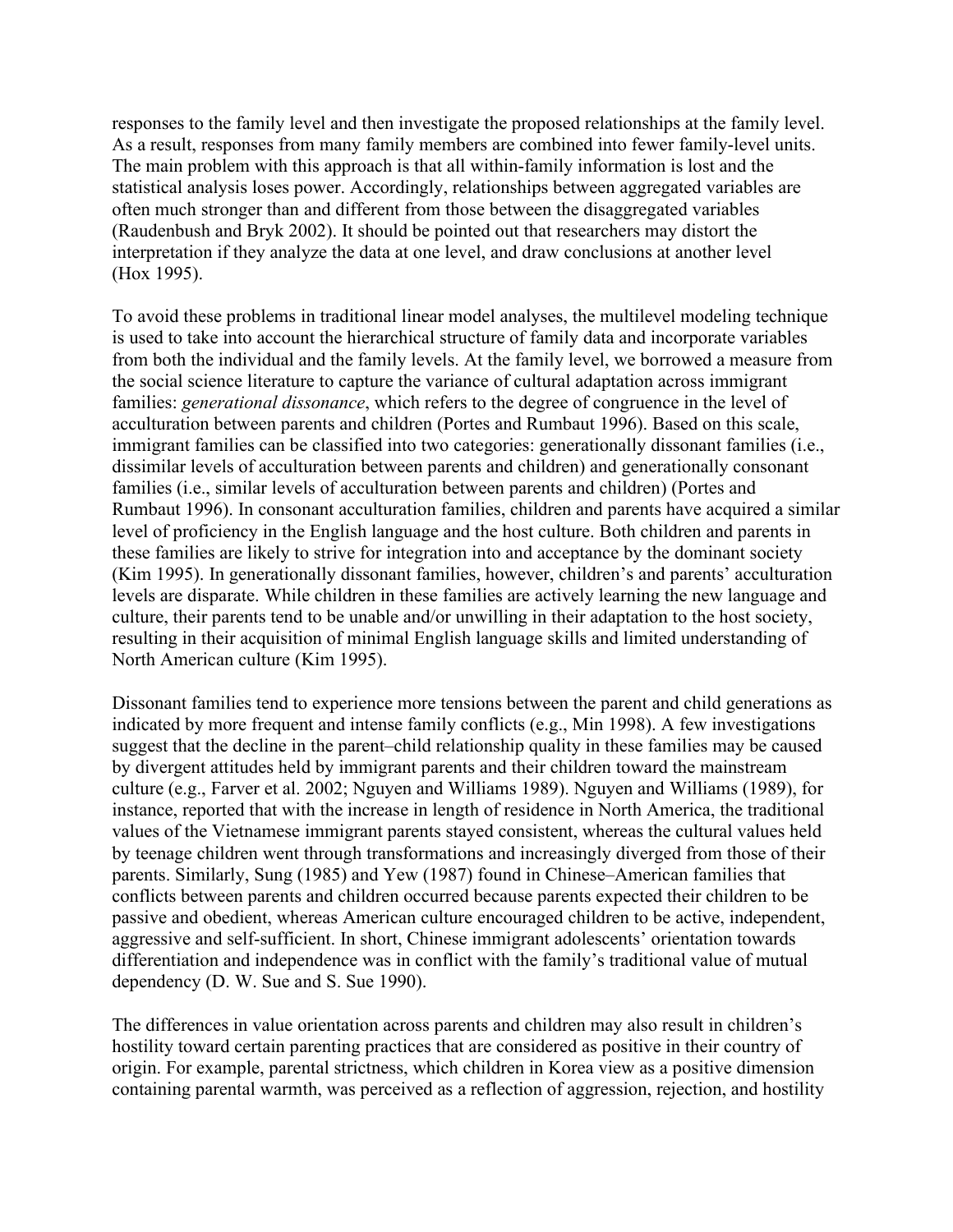responses to the family level and then investigate the proposed relationships at the family level. As a result, responses from many family members are combined into fewer family-level units. The main problem with this approach is that all within-family information is lost and the statistical analysis loses power. Accordingly, relationships between aggregated variables are often much stronger than and different from those between the disaggregated variables (Raudenbush and Bryk 2002). It should be pointed out that researchers may distort the interpretation if they analyze the data at one level, and draw conclusions at another level (Hox 1995).

To avoid these problems in traditional linear model analyses, the multilevel modeling technique is used to take into account the hierarchical structure of family data and incorporate variables from both the individual and the family levels. At the family level, we borrowed a measure from the social science literature to capture the variance of cultural adaptation across immigrant families: *generational dissonance*, which refers to the degree of congruence in the level of acculturation between parents and children (Portes and Rumbaut 1996). Based on this scale, immigrant families can be classified into two categories: generationally dissonant families (i.e., dissimilar levels of acculturation between parents and children) and generationally consonant families (i.e., similar levels of acculturation between parents and children) (Portes and Rumbaut 1996). In consonant acculturation families, children and parents have acquired a similar level of proficiency in the English language and the host culture. Both children and parents in these families are likely to strive for integration into and acceptance by the dominant society (Kim 1995). In generationally dissonant families, however, children's and parents' acculturation levels are disparate. While children in these families are actively learning the new language and culture, their parents tend to be unable and/or unwilling in their adaptation to the host society, resulting in their acquisition of minimal English language skills and limited understanding of North American culture (Kim 1995).

Dissonant families tend to experience more tensions between the parent and child generations as indicated by more frequent and intense family conflicts (e.g., Min 1998). A few investigations suggest that the decline in the parent–child relationship quality in these families may be caused by divergent attitudes held by immigrant parents and their children toward the mainstream culture (e.g., Farver et al. 2002; Nguyen and Williams 1989). Nguyen and Williams (1989), for instance, reported that with the increase in length of residence in North America, the traditional values of the Vietnamese immigrant parents stayed consistent, whereas the cultural values held by teenage children went through transformations and increasingly diverged from those of their parents. Similarly, Sung (1985) and Yew (1987) found in Chinese–American families that conflicts between parents and children occurred because parents expected their children to be passive and obedient, whereas American culture encouraged children to be active, independent, aggressive and self-sufficient. In short, Chinese immigrant adolescents' orientation towards differentiation and independence was in conflict with the family's traditional value of mutual dependency (D. W. Sue and S. Sue 1990).

The differences in value orientation across parents and children may also result in children's hostility toward certain parenting practices that are considered as positive in their country of origin. For example, parental strictness, which children in Korea view as a positive dimension containing parental warmth, was perceived as a reflection of aggression, rejection, and hostility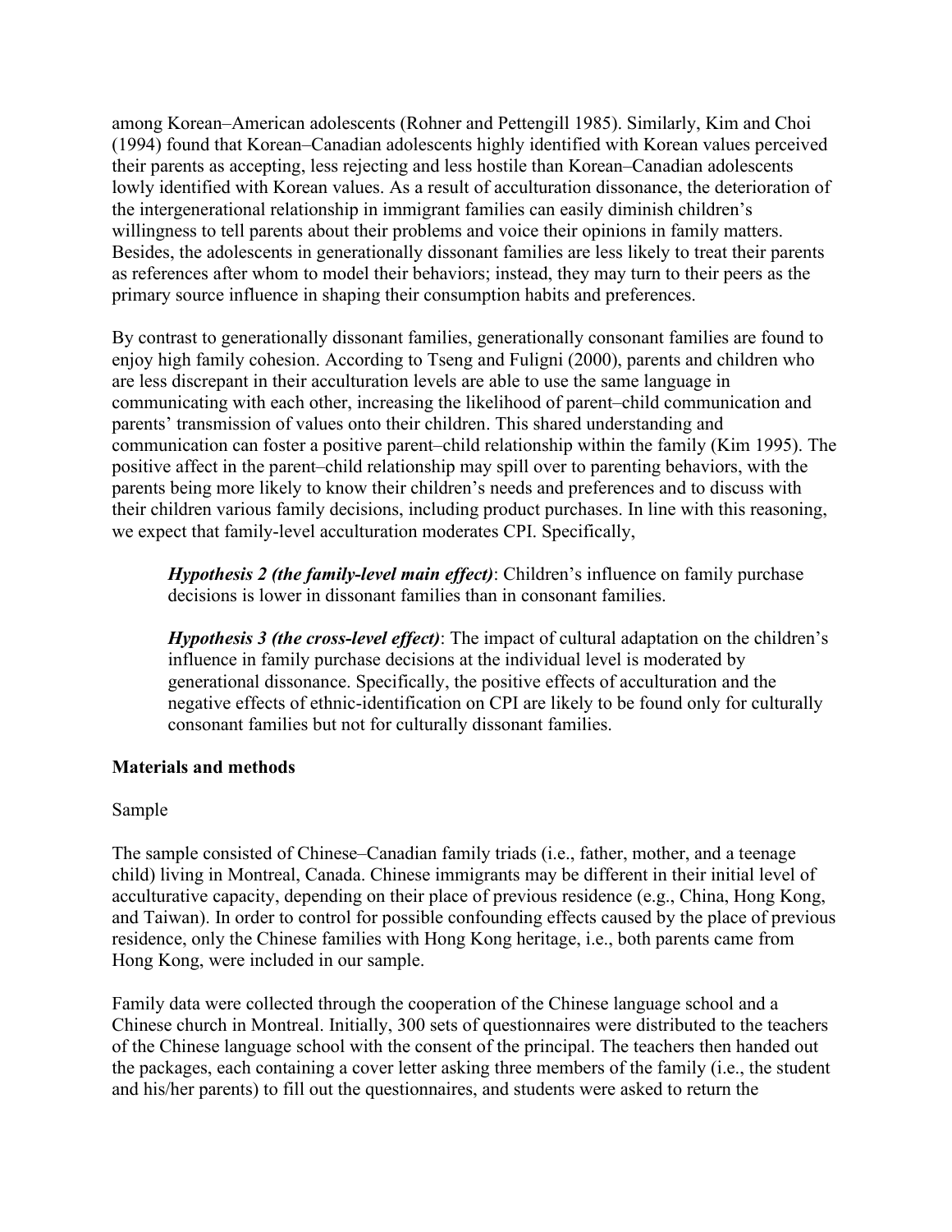among Korean–American adolescents (Rohner and Pettengill 1985). Similarly, Kim and Choi (1994) found that Korean–Canadian adolescents highly identified with Korean values perceived their parents as accepting, less rejecting and less hostile than Korean–Canadian adolescents lowly identified with Korean values. As a result of acculturation dissonance, the deterioration of the intergenerational relationship in immigrant families can easily diminish children's willingness to tell parents about their problems and voice their opinions in family matters. Besides, the adolescents in generationally dissonant families are less likely to treat their parents as references after whom to model their behaviors; instead, they may turn to their peers as the primary source influence in shaping their consumption habits and preferences.

By contrast to generationally dissonant families, generationally consonant families are found to enjoy high family cohesion. According to Tseng and Fuligni (2000), parents and children who are less discrepant in their acculturation levels are able to use the same language in communicating with each other, increasing the likelihood of parent–child communication and parents' transmission of values onto their children. This shared understanding and communication can foster a positive parent–child relationship within the family (Kim 1995). The positive affect in the parent–child relationship may spill over to parenting behaviors, with the parents being more likely to know their children's needs and preferences and to discuss with their children various family decisions, including product purchases. In line with this reasoning, we expect that family-level acculturation moderates CPI. Specifically,

> ***Hypothesis 2 (the family-level main effect)***: Children's influence on family purchase decisions is lower in dissonant families than in consonant families.
>
> ***Hypothesis 3 (the cross-level effect)***: The impact of cultural adaptation on the children's influence in family purchase decisions at the individual level is moderated by generational dissonance. Specifically, the positive effects of acculturation and the negative effects of ethnic-identification on CPI are likely to be found only for culturally consonant families but not for culturally dissonant families.

## Materials and methods

### Sample

The sample consisted of Chinese–Canadian family triads (i.e., father, mother, and a teenage child) living in Montreal, Canada. Chinese immigrants may be different in their initial level of acculturative capacity, depending on their place of previous residence (e.g., China, Hong Kong, and Taiwan). In order to control for possible confounding effects caused by the place of previous residence, only the Chinese families with Hong Kong heritage, i.e., both parents came from Hong Kong, were included in our sample.

Family data were collected through the cooperation of the Chinese language school and a Chinese church in Montreal. Initially, 300 sets of questionnaires were distributed to the teachers of the Chinese language school with the consent of the principal. The teachers then handed out the packages, each containing a cover letter asking three members of the family (i.e., the student and his/her parents) to fill out the questionnaires, and students were asked to return the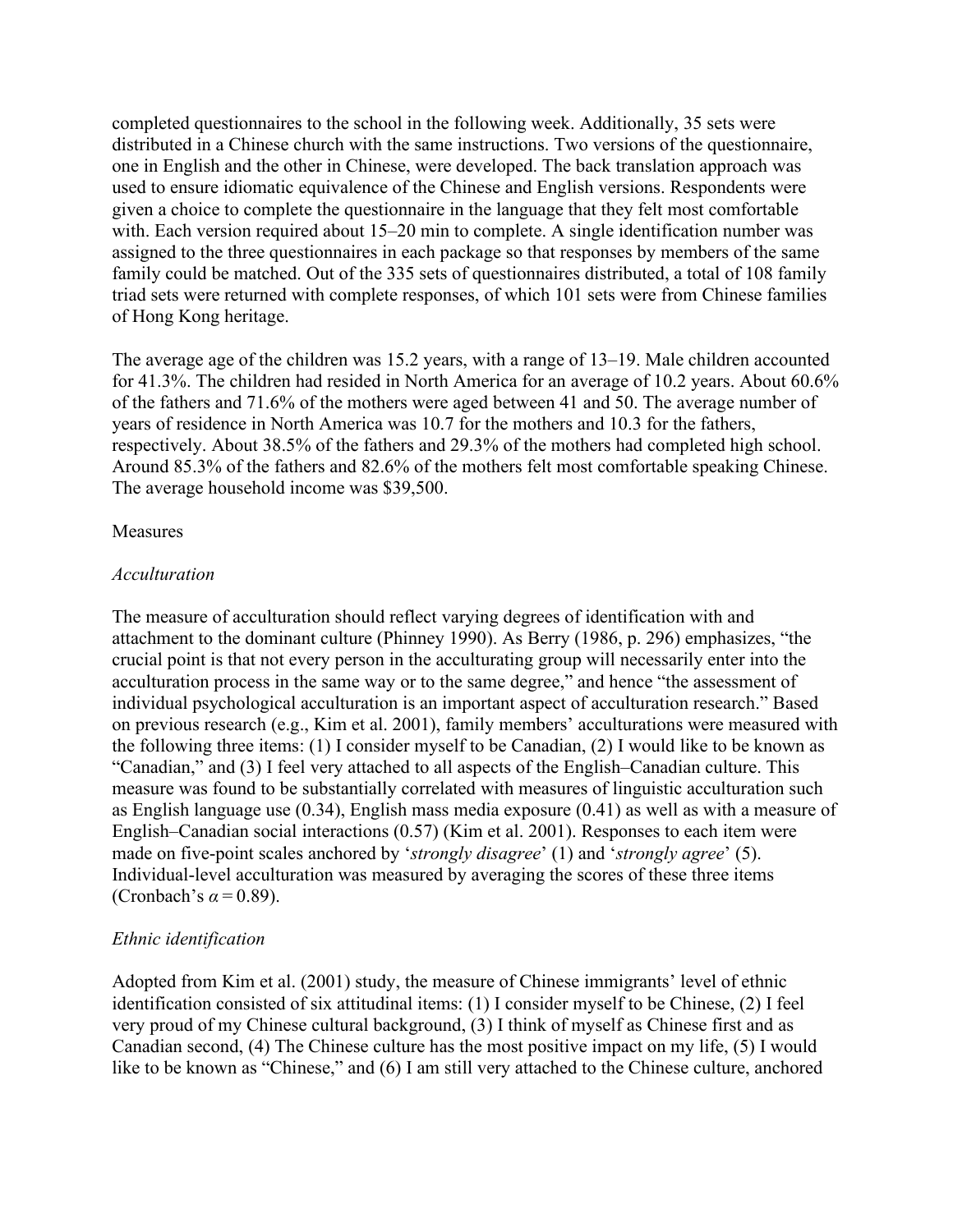completed questionnaires to the school in the following week. Additionally, 35 sets were distributed in a Chinese church with the same instructions. Two versions of the questionnaire, one in English and the other in Chinese, were developed. The back translation approach was used to ensure idiomatic equivalence of the Chinese and English versions. Respondents were given a choice to complete the questionnaire in the language that they felt most comfortable with. Each version required about 15–20 min to complete. A single identification number was assigned to the three questionnaires in each package so that responses by members of the same family could be matched. Out of the 335 sets of questionnaires distributed, a total of 108 family triad sets were returned with complete responses, of which 101 sets were from Chinese families of Hong Kong heritage.

The average age of the children was 15.2 years, with a range of 13–19. Male children accounted for 41.3%. The children had resided in North America for an average of 10.2 years. About 60.6% of the fathers and 71.6% of the mothers were aged between 41 and 50. The average number of years of residence in North America was 10.7 for the mothers and 10.3 for the fathers, respectively. About 38.5% of the fathers and 29.3% of the mothers had completed high school. Around 85.3% of the fathers and 82.6% of the mothers felt most comfortable speaking Chinese. The average household income was $39,500.

## Measures

### *Acculturation*

The measure of acculturation should reflect varying degrees of identification with and attachment to the dominant culture (Phinney 1990). As Berry (1986, p. 296) emphasizes, "the crucial point is that not every person in the acculturating group will necessarily enter into the acculturation process in the same way or to the same degree," and hence "the assessment of individual psychological acculturation is an important aspect of acculturation research." Based on previous research (e.g., Kim et al. 2001), family members' acculturations were measured with the following three items: (1) I consider myself to be Canadian, (2) I would like to be known as "Canadian," and (3) I feel very attached to all aspects of the English–Canadian culture. This measure was found to be substantially correlated with measures of linguistic acculturation such as English language use (0.34), English mass media exposure (0.41) as well as with a measure of English–Canadian social interactions (0.57) (Kim et al. 2001). Responses to each item were made on five-point scales anchored by '*strongly disagree*' (1) and '*strongly agree*' (5). Individual-level acculturation was measured by averaging the scores of these three items (Cronbach's $\alpha = 0.89$).

### *Ethnic identification*

Adopted from Kim et al. (2001) study, the measure of Chinese immigrants' level of ethnic identification consisted of six attitudinal items: (1) I consider myself to be Chinese, (2) I feel very proud of my Chinese cultural background, (3) I think of myself as Chinese first and as Canadian second, (4) The Chinese culture has the most positive impact on my life, (5) I would like to be known as "Chinese," and (6) I am still very attached to the Chinese culture, anchored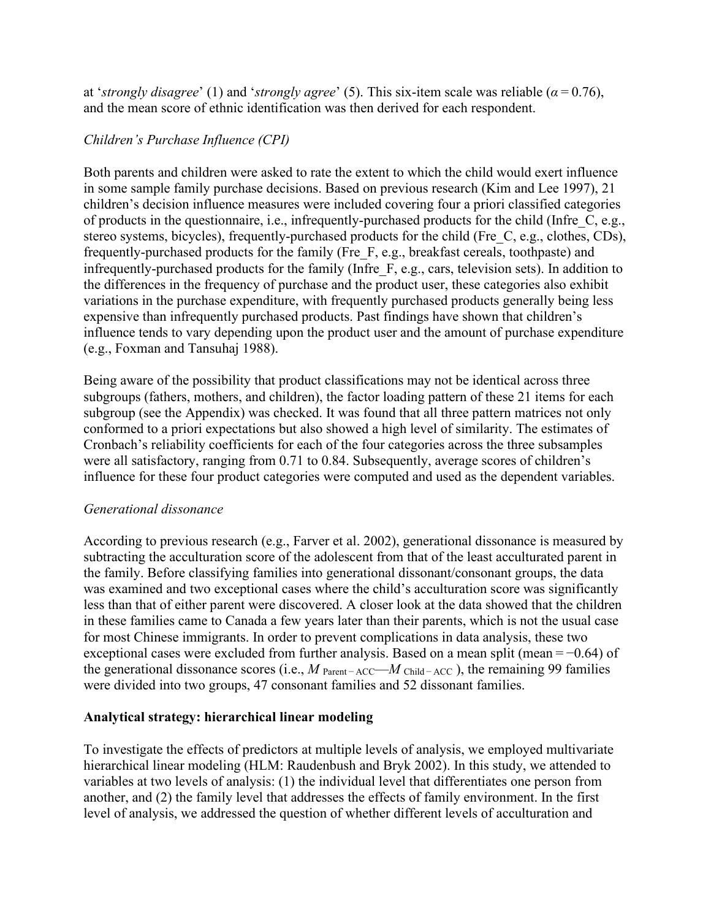at '*strongly disagree*' (1) and '*strongly agree*' (5). This six-item scale was reliable ($\alpha = 0.76$), and the mean score of ethnic identification was then derived for each respondent.

*Children's Purchase Influence (CPI)*

Both parents and children were asked to rate the extent to which the child would exert influence in some sample family purchase decisions. Based on previous research (Kim and Lee 1997), 21 children's decision influence measures were included covering four a priori classified categories of products in the questionnaire, i.e., infrequently-purchased products for the child (Infre_C, e.g., stereo systems, bicycles), frequently-purchased products for the child (Fre_C, e.g., clothes, CDs), frequently-purchased products for the family (Fre_F, e.g., breakfast cereals, toothpaste) and infrequently-purchased products for the family (Infre_F, e.g., cars, television sets). In addition to the differences in the frequency of purchase and the product user, these categories also exhibit variations in the purchase expenditure, with frequently purchased products generally being less expensive than infrequently purchased products. Past findings have shown that children's influence tends to vary depending upon the product user and the amount of purchase expenditure (e.g., Foxman and Tansuhaj 1988).

Being aware of the possibility that product classifications may not be identical across three subgroups (fathers, mothers, and children), the factor loading pattern of these 21 items for each subgroup (see the Appendix) was checked. It was found that all three pattern matrices not only conformed to a priori expectations but also showed a high level of similarity. The estimates of Cronbach's reliability coefficients for each of the four categories across the three subsamples were all satisfactory, ranging from 0.71 to 0.84. Subsequently, average scores of children's influence for these four product categories were computed and used as the dependent variables.

*Generational dissonance*

According to previous research (e.g., Farver et al. 2002), generational dissonance is measured by subtracting the acculturation score of the adolescent from that of the least acculturated parent in the family. Before classifying families into generational dissonant/consonant groups, the data was examined and two exceptional cases where the child's acculturation score was significantly less than that of either parent were discovered. A closer look at the data showed that the children in these families came to Canada a few years later than their parents, which is not the usual case for most Chinese immigrants. In order to prevent complications in data analysis, these two exceptional cases were excluded from further analysis. Based on a mean split (mean = −0.64) of the generational dissonance scores (i.e., $M_{\text{Parent}-\text{ACC}} - M_{\text{Child}-\text{ACC}}$), the remaining 99 families were divided into two groups, 47 consonant families and 52 dissonant families.

**Analytical strategy: hierarchical linear modeling**

To investigate the effects of predictors at multiple levels of analysis, we employed multivariate hierarchical linear modeling (HLM: Raudenbush and Bryk 2002). In this study, we attended to variables at two levels of analysis: (1) the individual level that differentiates one person from another, and (2) the family level that addresses the effects of family environment. In the first level of analysis, we addressed the question of whether different levels of acculturation and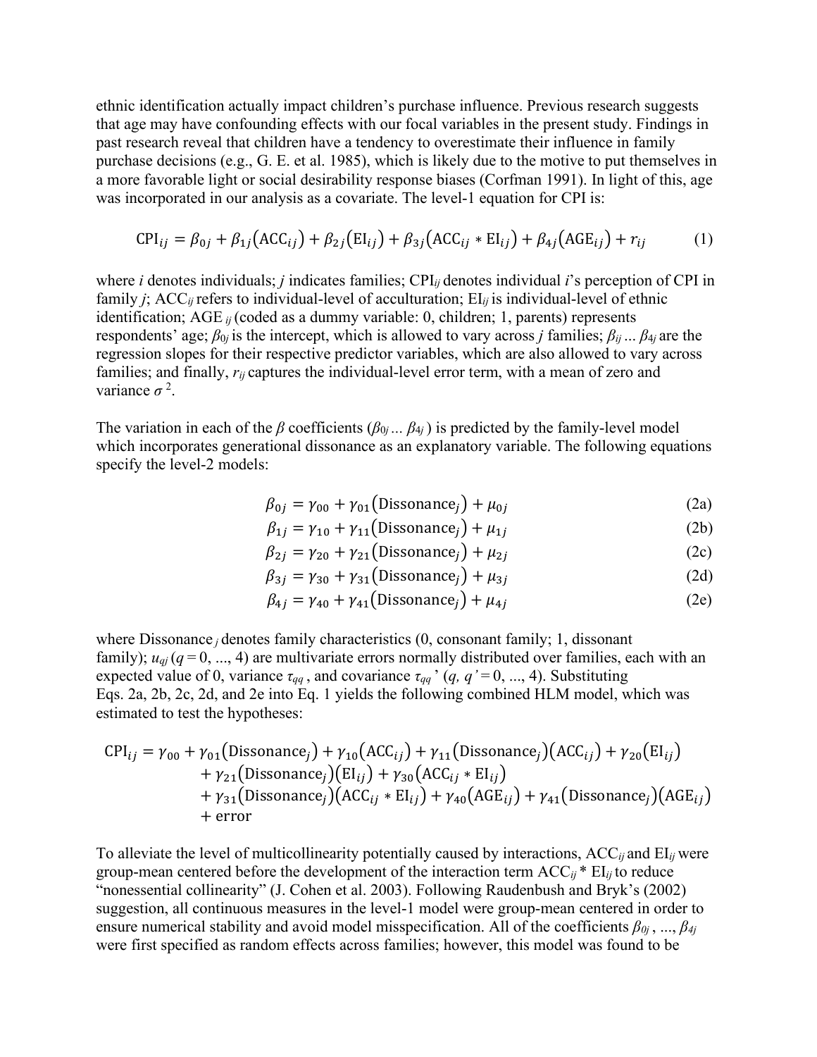ethnic identification actually impact children's purchase influence. Previous research suggests that age may have confounding effects with our focal variables in the present study. Findings in past research reveal that children have a tendency to overestimate their influence in family purchase decisions (e.g., G. E. et al. 1985), which is likely due to the motive to put themselves in a more favorable light or social desirability response biases (Corfman 1991). In light of this, age was incorporated in our analysis as a covariate. The level-1 equation for CPI is:

$$\mathrm{CPI}_{ij} = \beta_{0j} + \beta_{1j}(\mathrm{ACC}_{ij}) + \beta_{2j}(\mathrm{EI}_{ij}) + \beta_{3j}(\mathrm{ACC}_{ij} * \mathrm{EI}_{ij}) + \beta_{4j}(\mathrm{AGE}_{ij}) + r_{ij} \tag{1}$$

where $i$ denotes individuals; $j$ indicates families; $\mathrm{CPI}_{ij}$ denotes individual $i$'s perception of CPI in family $j$; $\mathrm{ACC}_{ij}$ refers to individual-level of acculturation; $\mathrm{EI}_{ij}$ is individual-level of ethnic identification; $\mathrm{AGE}_{ij}$ (coded as a dummy variable: 0, children; 1, parents) represents respondents' age; $\beta_{0j}$ is the intercept, which is allowed to vary across $j$ families; $\beta_{ij} \ldots \beta_{4j}$ are the regression slopes for their respective predictor variables, which are also allowed to vary across families; and finally, $r_{ij}$ captures the individual-level error term, with a mean of zero and variance $\sigma^2$.

The variation in each of the $\beta$ coefficients ($\beta_{0j} \ldots \beta_{4j}$) is predicted by the family-level model which incorporates generational dissonance as an explanatory variable. The following equations specify the level-2 models:

$$\beta_{0j} = \gamma_{00} + \gamma_{01}(\mathrm{Dissonance}_j) + \mu_{0j} \tag{2a}$$

$$\beta_{1j} = \gamma_{10} + \gamma_{11}(\mathrm{Dissonance}_j) + \mu_{1j} \tag{2b}$$

$$\beta_{2j} = \gamma_{20} + \gamma_{21}(\mathrm{Dissonance}_j) + \mu_{2j} \tag{2c}$$

$$\beta_{3j} = \gamma_{30} + \gamma_{31}(\mathrm{Dissonance}_j) + \mu_{3j} \tag{2d}$$

$$\beta_{4j} = \gamma_{40} + \gamma_{41}(\mathrm{Dissonance}_j) + \mu_{4j} \tag{2e}$$

where $\mathrm{Dissonance}_j$ denotes family characteristics (0, consonant family; 1, dissonant family); $u_{qj}$ ($q = 0, \ldots, 4$) are multivariate errors normally distributed over families, each with an expected value of 0, variance $\tau_{qq}$, and covariance $\tau_{qq'}$ ($q, q' = 0, \ldots, 4$). Substituting Eqs. 2a, 2b, 2c, 2d, and 2e into Eq. 1 yields the following combined HLM model, which was estimated to test the hypotheses:

$$\begin{aligned}\mathrm{CPI}_{ij} = {} & \gamma_{00} + \gamma_{01}(\mathrm{Dissonance}_j) + \gamma_{10}(\mathrm{ACC}_{ij}) + \gamma_{11}(\mathrm{Dissonance}_j)(\mathrm{ACC}_{ij}) + \gamma_{20}(\mathrm{EI}_{ij}) \\ & + \gamma_{21}(\mathrm{Dissonance}_j)(\mathrm{EI}_{ij}) + \gamma_{30}(\mathrm{ACC}_{ij} * \mathrm{EI}_{ij}) \\ & + \gamma_{31}(\mathrm{Dissonance}_j)(\mathrm{ACC}_{ij} * \mathrm{EI}_{ij}) + \gamma_{40}(\mathrm{AGE}_{ij}) + \gamma_{41}(\mathrm{Dissonance}_j)(\mathrm{AGE}_{ij}) \\ & + \mathrm{error}\end{aligned}$$

To alleviate the level of multicollinearity potentially caused by interactions, $\mathrm{ACC}_{ij}$ and $\mathrm{EI}_{ij}$ were group-mean centered before the development of the interaction term $\mathrm{ACC}_{ij} * \mathrm{EI}_{ij}$ to reduce "nonessential collinearity" (J. Cohen et al. 2003). Following Raudenbush and Bryk's (2002) suggestion, all continuous measures in the level-1 model were group-mean centered in order to ensure numerical stability and avoid model misspecification. All of the coefficients $\beta_{0j}, \ldots, \beta_{4j}$ were first specified as random effects across families; however, this model was found to be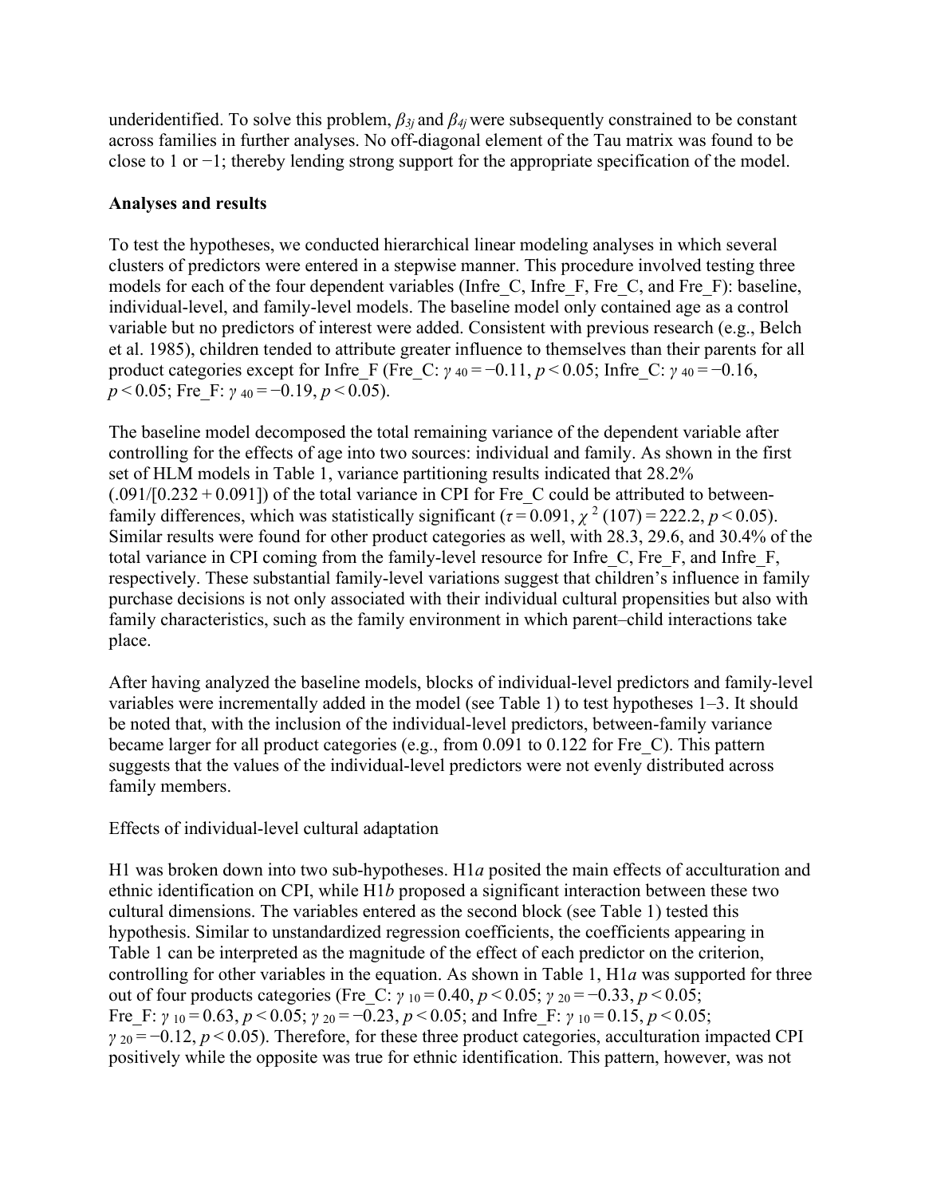underidentified. To solve this problem, $\beta_{3j}$ and $\beta_{4j}$ were subsequently constrained to be constant across families in further analyses. No off-diagonal element of the Tau matrix was found to be close to 1 or −1; thereby lending strong support for the appropriate specification of the model.

**Analyses and results**

To test the hypotheses, we conducted hierarchical linear modeling analyses in which several clusters of predictors were entered in a stepwise manner. This procedure involved testing three models for each of the four dependent variables (Infre_C, Infre_F, Fre_C, and Fre_F): baseline, individual-level, and family-level models. The baseline model only contained age as a control variable but no predictors of interest were added. Consistent with previous research (e.g., Belch et al. 1985), children tended to attribute greater influence to themselves than their parents for all product categories except for Infre_F (Fre_C: $\gamma_{40} = -0.11$, $p < 0.05$; Infre_C: $\gamma_{40} = -0.16$, $p < 0.05$; Fre_F: $\gamma_{40} = -0.19$, $p < 0.05$).

The baseline model decomposed the total remaining variance of the dependent variable after controlling for the effects of age into two sources: individual and family. As shown in the first set of HLM models in Table 1, variance partitioning results indicated that 28.2% (.091/[0.232 + 0.091]) of the total variance in CPI for Fre_C could be attributed to between-family differences, which was statistically significant ($\tau = 0.091$, $\chi^2(107) = 222.2$, $p < 0.05$). Similar results were found for other product categories as well, with 28.3, 29.6, and 30.4% of the total variance in CPI coming from the family-level resource for Infre_C, Fre_F, and Infre_F, respectively. These substantial family-level variations suggest that children's influence in family purchase decisions is not only associated with their individual cultural propensities but also with family characteristics, such as the family environment in which parent–child interactions take place.

After having analyzed the baseline models, blocks of individual-level predictors and family-level variables were incrementally added in the model (see Table 1) to test hypotheses 1–3. It should be noted that, with the inclusion of the individual-level predictors, between-family variance became larger for all product categories (e.g., from 0.091 to 0.122 for Fre_C). This pattern suggests that the values of the individual-level predictors were not evenly distributed across family members.

Effects of individual-level cultural adaptation

H1 was broken down into two sub-hypotheses. H1*a* posited the main effects of acculturation and ethnic identification on CPI, while H1*b* proposed a significant interaction between these two cultural dimensions. The variables entered as the second block (see Table 1) tested this hypothesis. Similar to unstandardized regression coefficients, the coefficients appearing in Table 1 can be interpreted as the magnitude of the effect of each predictor on the criterion, controlling for other variables in the equation. As shown in Table 1, H1*a* was supported for three out of four products categories (Fre_C: $\gamma_{10} = 0.40$, $p < 0.05$; $\gamma_{20} = -0.33$, $p < 0.05$; Fre_F: $\gamma_{10} = 0.63$, $p < 0.05$; $\gamma_{20} = -0.23$, $p < 0.05$; and Infre_F: $\gamma_{10} = 0.15$, $p < 0.05$; $\gamma_{20} = -0.12$, $p < 0.05$). Therefore, for these three product categories, acculturation impacted CPI positively while the opposite was true for ethnic identification. This pattern, however, was not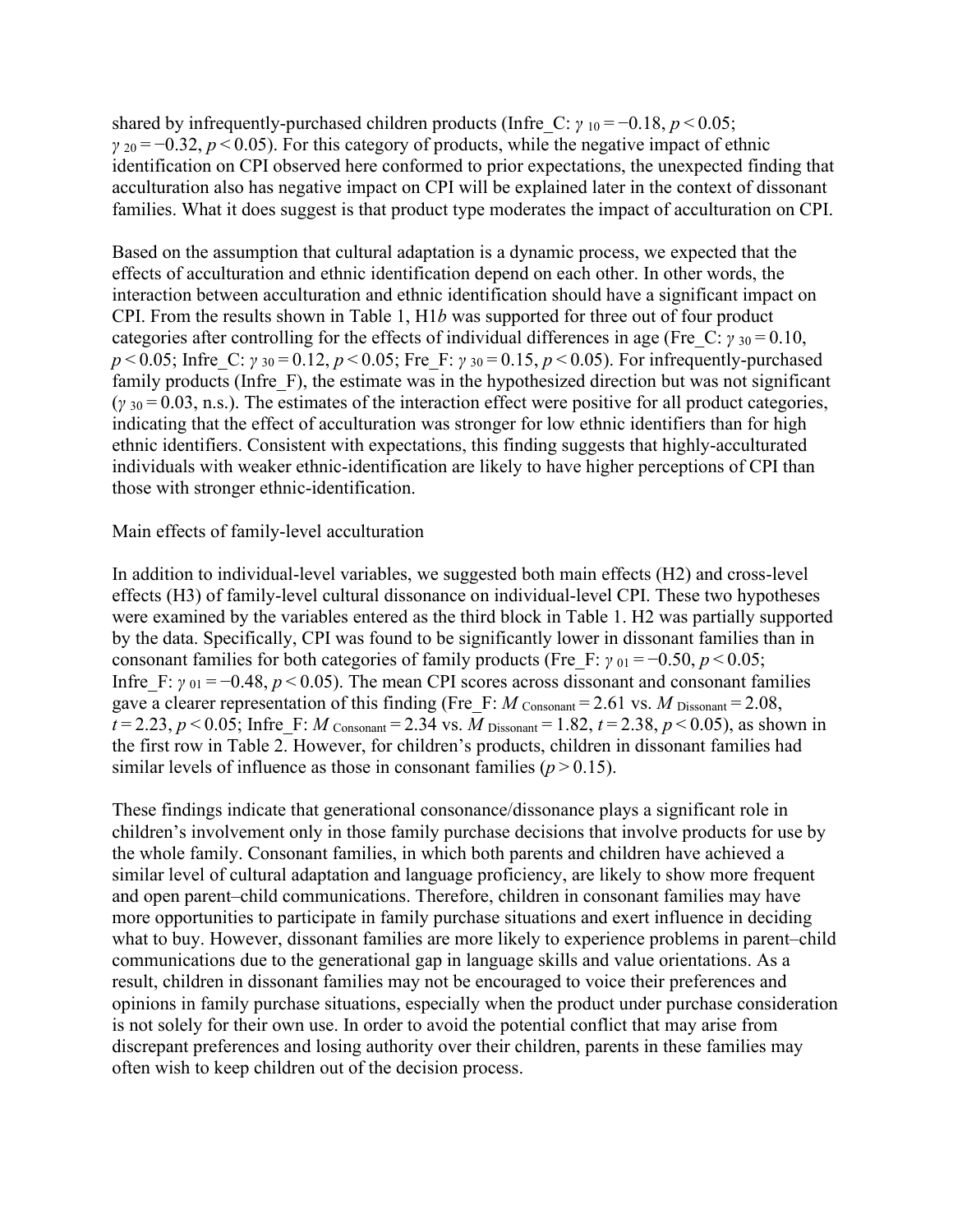shared by infrequently-purchased children products (Infre_C: $\gamma_{10} = -0.18$, $p < 0.05$; $\gamma_{20} = -0.32$, $p < 0.05$). For this category of products, while the negative impact of ethnic identification on CPI observed here conformed to prior expectations, the unexpected finding that acculturation also has negative impact on CPI will be explained later in the context of dissonant families. What it does suggest is that product type moderates the impact of acculturation on CPI.

Based on the assumption that cultural adaptation is a dynamic process, we expected that the effects of acculturation and ethnic identification depend on each other. In other words, the interaction between acculturation and ethnic identification should have a significant impact on CPI. From the results shown in Table 1, H1*b* was supported for three out of four product categories after controlling for the effects of individual differences in age (Fre_C: $\gamma_{30} = 0.10$, $p < 0.05$; Infre_C: $\gamma_{30} = 0.12$, $p < 0.05$; Fre_F: $\gamma_{30} = 0.15$, $p < 0.05$). For infrequently-purchased family products (Infre_F), the estimate was in the hypothesized direction but was not significant ($\gamma_{30} = 0.03$, n.s.). The estimates of the interaction effect were positive for all product categories, indicating that the effect of acculturation was stronger for low ethnic identifiers than for high ethnic identifiers. Consistent with expectations, this finding suggests that highly-acculturated individuals with weaker ethnic-identification are likely to have higher perceptions of CPI than those with stronger ethnic-identification.

Main effects of family-level acculturation

In addition to individual-level variables, we suggested both main effects (H2) and cross-level effects (H3) of family-level cultural dissonance on individual-level CPI. These two hypotheses were examined by the variables entered as the third block in Table 1. H2 was partially supported by the data. Specifically, CPI was found to be significantly lower in dissonant families than in consonant families for both categories of family products (Fre_F: $\gamma_{01} = -0.50$, $p < 0.05$; Infre_F: $\gamma_{01} = -0.48$, $p < 0.05$). The mean CPI scores across dissonant and consonant families gave a clearer representation of this finding (Fre_F: $M_{\text{Consonant}} = 2.61$ vs. $M_{\text{Dissonant}} = 2.08$, $t = 2.23$, $p < 0.05$; Infre_F: $M_{\text{Consonant}} = 2.34$ vs. $M_{\text{Dissonant}} = 1.82$, $t = 2.38$, $p < 0.05$), as shown in the first row in Table 2. However, for children's products, children in dissonant families had similar levels of influence as those in consonant families ($p > 0.15$).

These findings indicate that generational consonance/dissonance plays a significant role in children's involvement only in those family purchase decisions that involve products for use by the whole family. Consonant families, in which both parents and children have achieved a similar level of cultural adaptation and language proficiency, are likely to show more frequent and open parent–child communications. Therefore, children in consonant families may have more opportunities to participate in family purchase situations and exert influence in deciding what to buy. However, dissonant families are more likely to experience problems in parent–child communications due to the generational gap in language skills and value orientations. As a result, children in dissonant families may not be encouraged to voice their preferences and opinions in family purchase situations, especially when the product under purchase consideration is not solely for their own use. In order to avoid the potential conflict that may arise from discrepant preferences and losing authority over their children, parents in these families may often wish to keep children out of the decision process.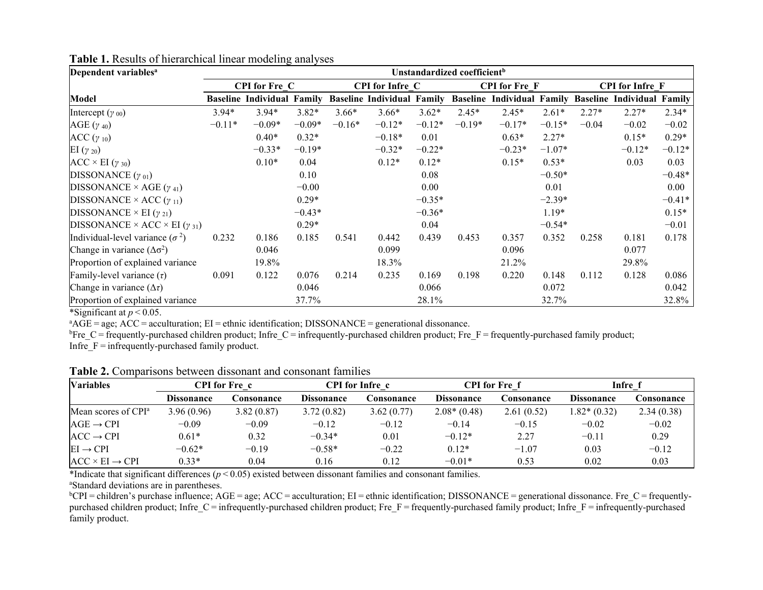**Table 1.** Results of hierarchical linear modeling analyses

| Dependent variables[a] | Unstandardized coefficient[b] | | | | | | | | | | | |
|---|---|---|---|---|---|---|---|---|---|---|---|---|
| | CPI for Fre_C | | | CPI for Infre_C | | | CPI for Fre_F | | | CPI for Infre_F | | |
| Model | Baseline | Individual | Family | Baseline | Individual | Family | Baseline | Individual | Family | Baseline | Individual | Family |
| Intercept ($\gamma_{00}$) | 3.94* | 3.94* | 3.82* | 3.66* | 3.66* | 3.62* | 2.45* | 2.45* | 2.61* | 2.27* | 2.27* | 2.34* |
| AGE ($\gamma_{40}$) | −0.11* | −0.09* | −0.09* | −0.16* | −0.12* | −0.12* | −0.19* | −0.17* | −0.15* | −0.04 | −0.02 | −0.02 |
| ACC ($\gamma_{10}$) | | 0.40* | 0.32* | | −0.18* | 0.01 | | 0.63* | 2.27* | | 0.15* | 0.29* |
| EI ($\gamma_{20}$) | | −0.33* | −0.19* | | −0.32* | −0.22* | | −0.23* | −1.07* | | −0.12* | −0.12* |
| ACC × EI ($\gamma_{30}$) | | 0.10* | 0.04 | | 0.12* | 0.12* | | 0.15* | 0.53* | | 0.03 | 0.03 |
| DISSONANCE ($\gamma_{01}$) | | | 0.10 | | | 0.08 | | | −0.50* | | | −0.48* |
| DISSONANCE × AGE ($\gamma_{41}$) | | | −0.00 | | | 0.00 | | | 0.01 | | | 0.00 |
| DISSONANCE × ACC ($\gamma_{11}$) | | | 0.29* | | | −0.35* | | | −2.39* | | | −0.41* |
| DISSONANCE × EI ($\gamma_{21}$) | | | −0.43* | | | −0.36* | | | 1.19* | | | 0.15* |
| DISSONANCE × ACC × EI ($\gamma_{31}$) | | | 0.29* | | | 0.04 | | | −0.54* | | | −0.01 |
| Individual-level variance ($\sigma^2$) | 0.232 | 0.186 | 0.185 | 0.541 | 0.442 | 0.439 | 0.453 | 0.357 | 0.352 | 0.258 | 0.181 | 0.178 |
| Change in variance ($\Delta\sigma^2$) | | 0.046 | | | 0.099 | | | 0.096 | | | 0.077 | |
| Proportion of explained variance | | 19.8% | | | 18.3% | | | 21.2% | | | 29.8% | |
| Family-level variance ($\tau$) | 0.091 | 0.122 | 0.076 | 0.214 | 0.235 | 0.169 | 0.198 | 0.220 | 0.148 | 0.112 | 0.128 | 0.086 |
| Change in variance ($\Delta\tau$) | | | 0.046 | | | 0.066 | | | 0.072 | | | 0.042 |
| Proportion of explained variance | | | 37.7% | | | 28.1% | | | 32.7% | | | 32.8% |

*Significant at $p < 0.05$.

[a]AGE = age; ACC = acculturation; EI = ethnic identification; DISSONANCE = generational dissonance.

[b]Fre_C = frequently-purchased children product; Infre_C = infrequently-purchased children product; Fre_F = frequently-purchased family product; Infre_F = infrequently-purchased family product.

**Table 2.** Comparisons between dissonant and consonant families

| Variables | CPI for Fre_c | | CPI for Infre_c | | CPI for Fre_f | | Infre_f | |
|---|---|---|---|---|---|---|---|---|
| | Dissonance | Consonance | Dissonance | Consonance | Dissonance | Consonance | Dissonance | Consonance |
| Mean scores of CPI[a] | 3.96 (0.96) | 3.82 (0.87) | 3.72 (0.82) | 3.62 (0.77) | 2.08* (0.48) | 2.61 (0.52) | 1.82* (0.32) | 2.34 (0.38) |
| AGE → CPI | −0.09 | −0.09 | −0.12 | −0.12 | −0.14 | −0.15 | −0.02 | −0.02 |
| ACC → CPI | 0.61* | 0.32 | −0.34* | 0.01 | −0.12* | 2.27 | −0.11 | 0.29 |
| EI → CPI | −0.62* | −0.19 | −0.58* | −0.22 | 0.12* | −1.07 | 0.03 | −0.12 |
| ACC × EI → CPI | 0.33* | 0.04 | 0.16 | 0.12 | −0.01* | 0.53 | 0.02 | 0.03 |

*Indicate that significant differences ($p < 0.05$) existed between dissonant families and consonant families.

[a]Standard deviations are in parentheses.

[b]CPI = children's purchase influence; AGE = age; ACC = acculturation; EI = ethnic identification; DISSONANCE = generational dissonance. Fre_C = frequently-purchased children product; Infre_C = infrequently-purchased children product; Fre_F = frequently-purchased family product; Infre_F = infrequently-purchased family product.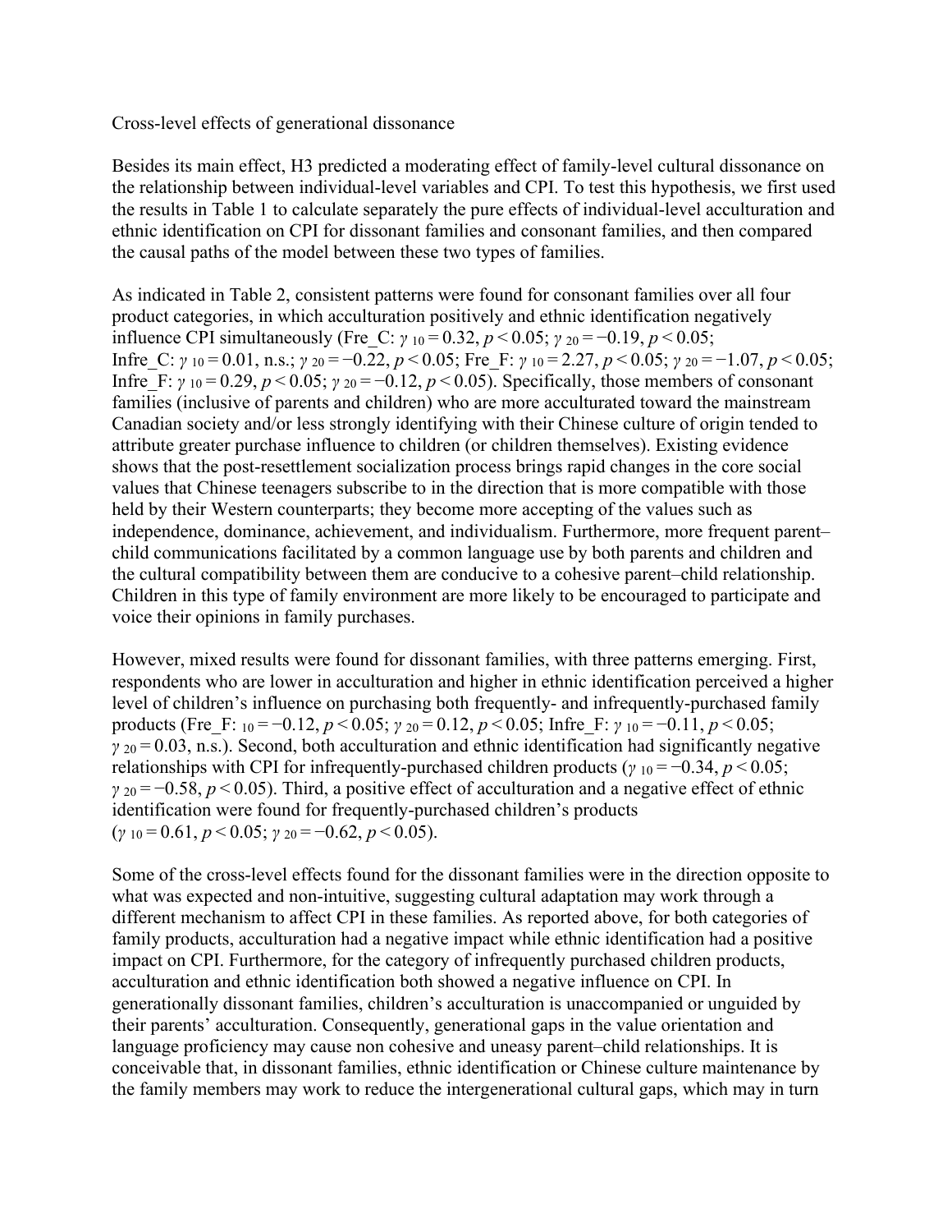Cross-level effects of generational dissonance

Besides its main effect, H3 predicted a moderating effect of family-level cultural dissonance on the relationship between individual-level variables and CPI. To test this hypothesis, we first used the results in Table 1 to calculate separately the pure effects of individual-level acculturation and ethnic identification on CPI for dissonant families and consonant families, and then compared the causal paths of the model between these two types of families.

As indicated in Table 2, consistent patterns were found for consonant families over all four product categories, in which acculturation positively and ethnic identification negatively influence CPI simultaneously (Fre_C: $\gamma_{10} = 0.32$, $p < 0.05$; $\gamma_{20} = -0.19$, $p < 0.05$; Infre_C: $\gamma_{10} = 0.01$, n.s.; $\gamma_{20} = -0.22$, $p < 0.05$; Fre_F: $\gamma_{10} = 2.27$, $p < 0.05$; $\gamma_{20} = -1.07$, $p < 0.05$; Infre_F: $\gamma_{10} = 0.29$, $p < 0.05$; $\gamma_{20} = -0.12$, $p < 0.05$). Specifically, those members of consonant families (inclusive of parents and children) who are more acculturated toward the mainstream Canadian society and/or less strongly identifying with their Chinese culture of origin tended to attribute greater purchase influence to children (or children themselves). Existing evidence shows that the post-resettlement socialization process brings rapid changes in the core social values that Chinese teenagers subscribe to in the direction that is more compatible with those held by their Western counterparts; they become more accepting of the values such as independence, dominance, achievement, and individualism. Furthermore, more frequent parent–child communications facilitated by a common language use by both parents and children and the cultural compatibility between them are conducive to a cohesive parent–child relationship. Children in this type of family environment are more likely to be encouraged to participate and voice their opinions in family purchases.

However, mixed results were found for dissonant families, with three patterns emerging. First, respondents who are lower in acculturation and higher in ethnic identification perceived a higher level of children's influence on purchasing both frequently- and infrequently-purchased family products (Fre_F: $_{10} = -0.12$, $p < 0.05$; $\gamma_{20} = 0.12$, $p < 0.05$; Infre_F: $\gamma_{10} = -0.11$, $p < 0.05$; $\gamma_{20} = 0.03$, n.s.). Second, both acculturation and ethnic identification had significantly negative relationships with CPI for infrequently-purchased children products ($\gamma_{10} = -0.34$, $p < 0.05$; $\gamma_{20} = -0.58$, $p < 0.05$). Third, a positive effect of acculturation and a negative effect of ethnic identification were found for frequently-purchased children's products ($\gamma_{10} = 0.61$, $p < 0.05$; $\gamma_{20} = -0.62$, $p < 0.05$).

Some of the cross-level effects found for the dissonant families were in the direction opposite to what was expected and non-intuitive, suggesting cultural adaptation may work through a different mechanism to affect CPI in these families. As reported above, for both categories of family products, acculturation had a negative impact while ethnic identification had a positive impact on CPI. Furthermore, for the category of infrequently purchased children products, acculturation and ethnic identification both showed a negative influence on CPI. In generationally dissonant families, children's acculturation is unaccompanied or unguided by their parents' acculturation. Consequently, generational gaps in the value orientation and language proficiency may cause non cohesive and uneasy parent–child relationships. It is conceivable that, in dissonant families, ethnic identification or Chinese culture maintenance by the family members may work to reduce the intergenerational cultural gaps, which may in turn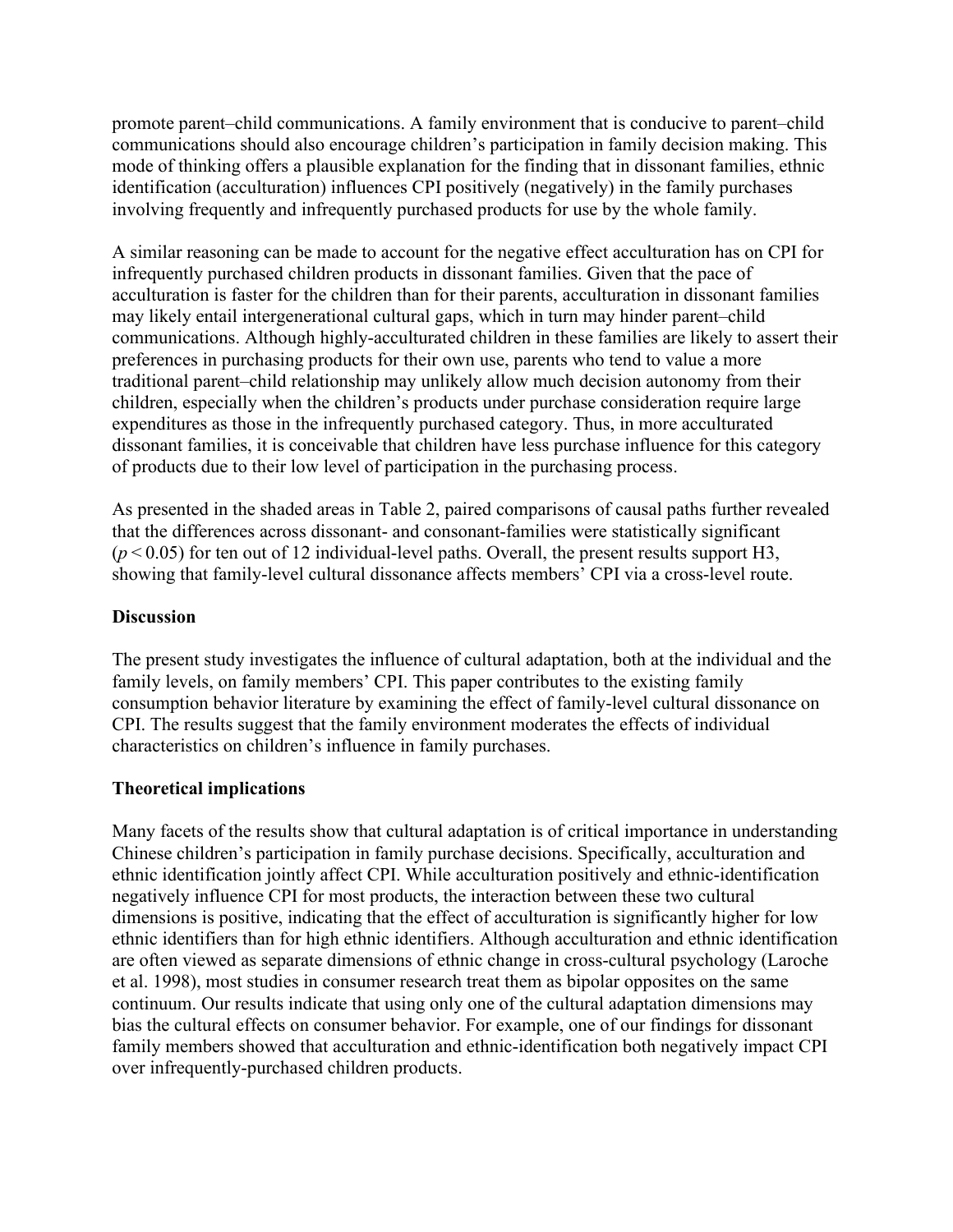promote parent–child communications. A family environment that is conducive to parent–child communications should also encourage children's participation in family decision making. This mode of thinking offers a plausible explanation for the finding that in dissonant families, ethnic identification (acculturation) influences CPI positively (negatively) in the family purchases involving frequently and infrequently purchased products for use by the whole family.

A similar reasoning can be made to account for the negative effect acculturation has on CPI for infrequently purchased children products in dissonant families. Given that the pace of acculturation is faster for the children than for their parents, acculturation in dissonant families may likely entail intergenerational cultural gaps, which in turn may hinder parent–child communications. Although highly-acculturated children in these families are likely to assert their preferences in purchasing products for their own use, parents who tend to value a more traditional parent–child relationship may unlikely allow much decision autonomy from their children, especially when the children's products under purchase consideration require large expenditures as those in the infrequently purchased category. Thus, in more acculturated dissonant families, it is conceivable that children have less purchase influence for this category of products due to their low level of participation in the purchasing process.

As presented in the shaded areas in Table 2, paired comparisons of causal paths further revealed that the differences across dissonant- and consonant-families were statistically significant ($p < 0.05$) for ten out of 12 individual-level paths. Overall, the present results support H3, showing that family-level cultural dissonance affects members' CPI via a cross-level route.

## Discussion

The present study investigates the influence of cultural adaptation, both at the individual and the family levels, on family members' CPI. This paper contributes to the existing family consumption behavior literature by examining the effect of family-level cultural dissonance on CPI. The results suggest that the family environment moderates the effects of individual characteristics on children's influence in family purchases.

### Theoretical implications

Many facets of the results show that cultural adaptation is of critical importance in understanding Chinese children's participation in family purchase decisions. Specifically, acculturation and ethnic identification jointly affect CPI. While acculturation positively and ethnic-identification negatively influence CPI for most products, the interaction between these two cultural dimensions is positive, indicating that the effect of acculturation is significantly higher for low ethnic identifiers than for high ethnic identifiers. Although acculturation and ethnic identification are often viewed as separate dimensions of ethnic change in cross-cultural psychology (Laroche et al. 1998), most studies in consumer research treat them as bipolar opposites on the same continuum. Our results indicate that using only one of the cultural adaptation dimensions may bias the cultural effects on consumer behavior. For example, one of our findings for dissonant family members showed that acculturation and ethnic-identification both negatively impact CPI over infrequently-purchased children products.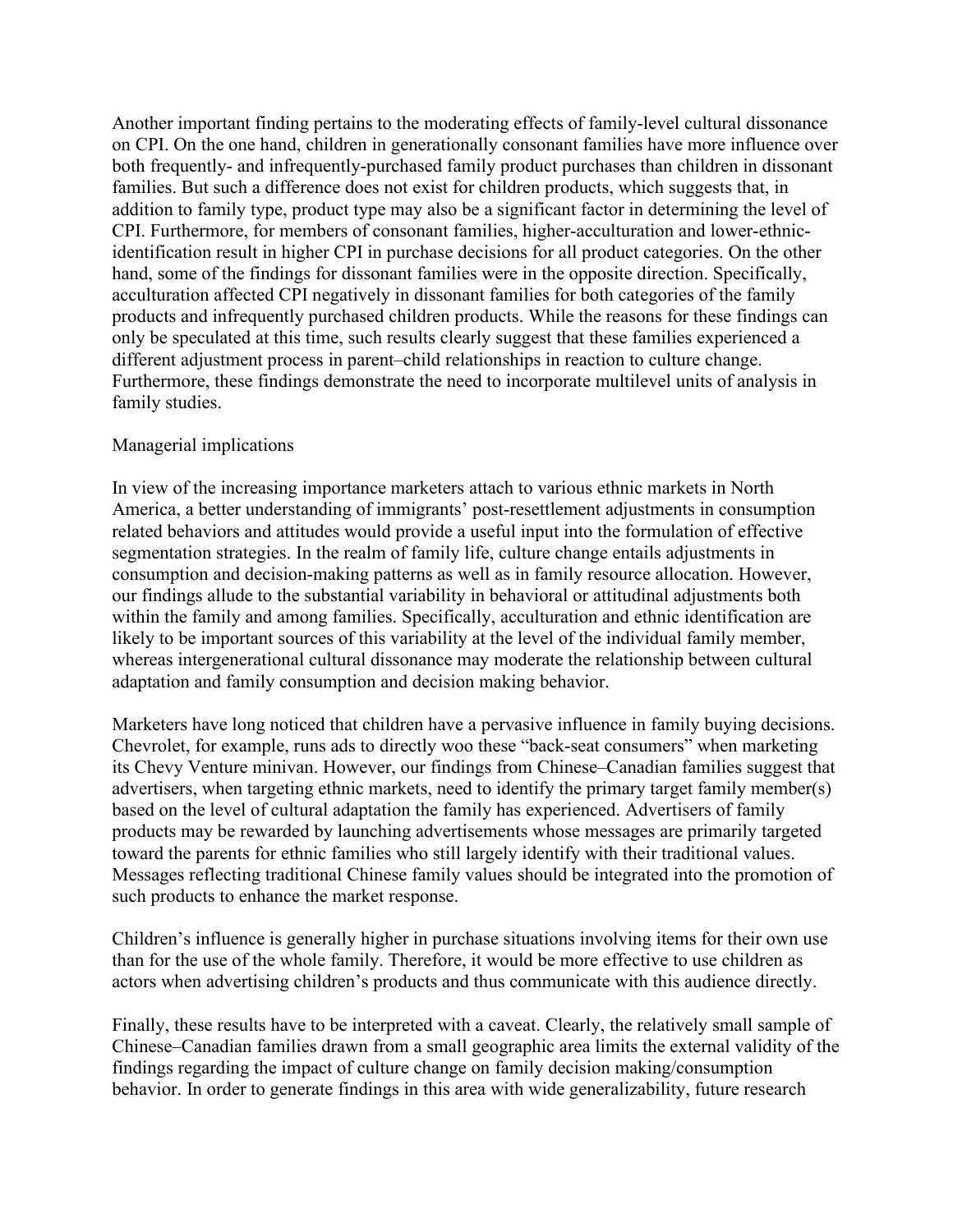Another important finding pertains to the moderating effects of family-level cultural dissonance on CPI. On the one hand, children in generationally consonant families have more influence over both frequently- and infrequently-purchased family product purchases than children in dissonant families. But such a difference does not exist for children products, which suggests that, in addition to family type, product type may also be a significant factor in determining the level of CPI. Furthermore, for members of consonant families, higher-acculturation and lower-ethnic-identification result in higher CPI in purchase decisions for all product categories. On the other hand, some of the findings for dissonant families were in the opposite direction. Specifically, acculturation affected CPI negatively in dissonant families for both categories of the family products and infrequently purchased children products. While the reasons for these findings can only be speculated at this time, such results clearly suggest that these families experienced a different adjustment process in parent–child relationships in reaction to culture change. Furthermore, these findings demonstrate the need to incorporate multilevel units of analysis in family studies.

## Managerial implications

In view of the increasing importance marketers attach to various ethnic markets in North America, a better understanding of immigrants' post-resettlement adjustments in consumption related behaviors and attitudes would provide a useful input into the formulation of effective segmentation strategies. In the realm of family life, culture change entails adjustments in consumption and decision-making patterns as well as in family resource allocation. However, our findings allude to the substantial variability in behavioral or attitudinal adjustments both within the family and among families. Specifically, acculturation and ethnic identification are likely to be important sources of this variability at the level of the individual family member, whereas intergenerational cultural dissonance may moderate the relationship between cultural adaptation and family consumption and decision making behavior.

Marketers have long noticed that children have a pervasive influence in family buying decisions. Chevrolet, for example, runs ads to directly woo these "back-seat consumers" when marketing its Chevy Venture minivan. However, our findings from Chinese–Canadian families suggest that advertisers, when targeting ethnic markets, need to identify the primary target family member(s) based on the level of cultural adaptation the family has experienced. Advertisers of family products may be rewarded by launching advertisements whose messages are primarily targeted toward the parents for ethnic families who still largely identify with their traditional values. Messages reflecting traditional Chinese family values should be integrated into the promotion of such products to enhance the market response.

Children's influence is generally higher in purchase situations involving items for their own use than for the use of the whole family. Therefore, it would be more effective to use children as actors when advertising children's products and thus communicate with this audience directly.

Finally, these results have to be interpreted with a caveat. Clearly, the relatively small sample of Chinese–Canadian families drawn from a small geographic area limits the external validity of the findings regarding the impact of culture change on family decision making/consumption behavior. In order to generate findings in this area with wide generalizability, future research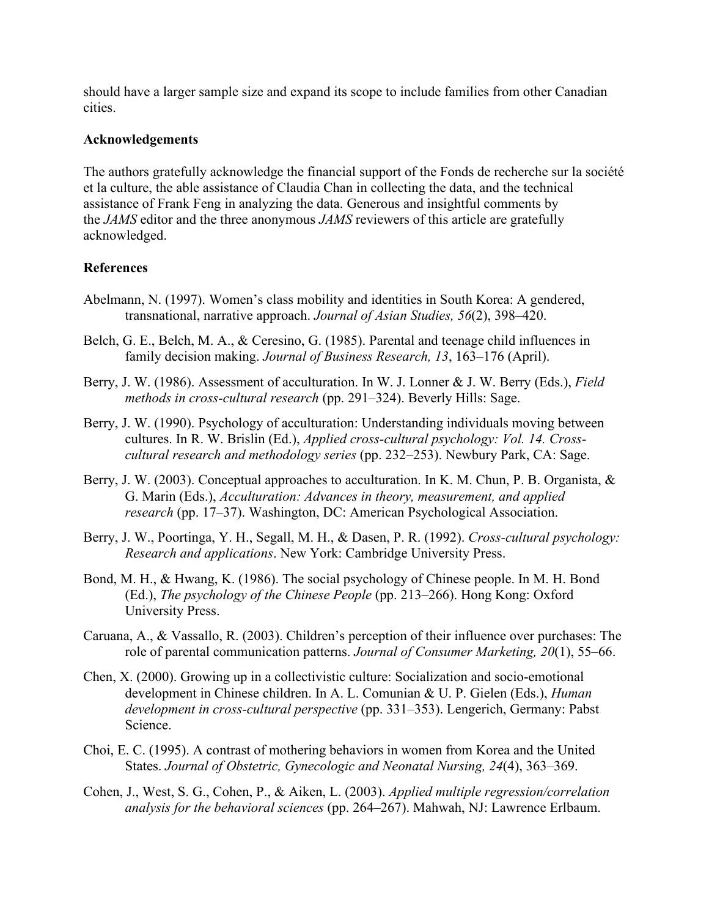should have a larger sample size and expand its scope to include families from other Canadian cities.

## Acknowledgements

The authors gratefully acknowledge the financial support of the Fonds de recherche sur la société et la culture, the able assistance of Claudia Chan in collecting the data, and the technical assistance of Frank Feng in analyzing the data. Generous and insightful comments by the *JAMS* editor and the three anonymous *JAMS* reviewers of this article are gratefully acknowledged.

## References

Abelmann, N. (1997). Women's class mobility and identities in South Korea: A gendered, transnational, narrative approach. *Journal of Asian Studies, 56*(2), 398–420.

Belch, G. E., Belch, M. A., & Ceresino, G. (1985). Parental and teenage child influences in family decision making. *Journal of Business Research, 13*, 163–176 (April).

Berry, J. W. (1986). Assessment of acculturation. In W. J. Lonner & J. W. Berry (Eds.), *Field methods in cross-cultural research* (pp. 291–324). Beverly Hills: Sage.

Berry, J. W. (1990). Psychology of acculturation: Understanding individuals moving between cultures. In R. W. Brislin (Ed.), *Applied cross-cultural psychology: Vol. 14. Cross-cultural research and methodology series* (pp. 232–253). Newbury Park, CA: Sage.

Berry, J. W. (2003). Conceptual approaches to acculturation. In K. M. Chun, P. B. Organista, & G. Marin (Eds.), *Acculturation: Advances in theory, measurement, and applied research* (pp. 17–37). Washington, DC: American Psychological Association.

Berry, J. W., Poortinga, Y. H., Segall, M. H., & Dasen, P. R. (1992). *Cross-cultural psychology: Research and applications*. New York: Cambridge University Press.

Bond, M. H., & Hwang, K. (1986). The social psychology of Chinese people. In M. H. Bond (Ed.), *The psychology of the Chinese People* (pp. 213–266). Hong Kong: Oxford University Press.

Caruana, A., & Vassallo, R. (2003). Children's perception of their influence over purchases: The role of parental communication patterns. *Journal of Consumer Marketing, 20*(1), 55–66.

Chen, X. (2000). Growing up in a collectivistic culture: Socialization and socio-emotional development in Chinese children. In A. L. Comunian & U. P. Gielen (Eds.), *Human development in cross-cultural perspective* (pp. 331–353). Lengerich, Germany: Pabst Science.

Choi, E. C. (1995). A contrast of mothering behaviors in women from Korea and the United States. *Journal of Obstetric, Gynecologic and Neonatal Nursing, 24*(4), 363–369.

Cohen, J., West, S. G., Cohen, P., & Aiken, L. (2003). *Applied multiple regression/correlation analysis for the behavioral sciences* (pp. 264–267). Mahwah, NJ: Lawrence Erlbaum.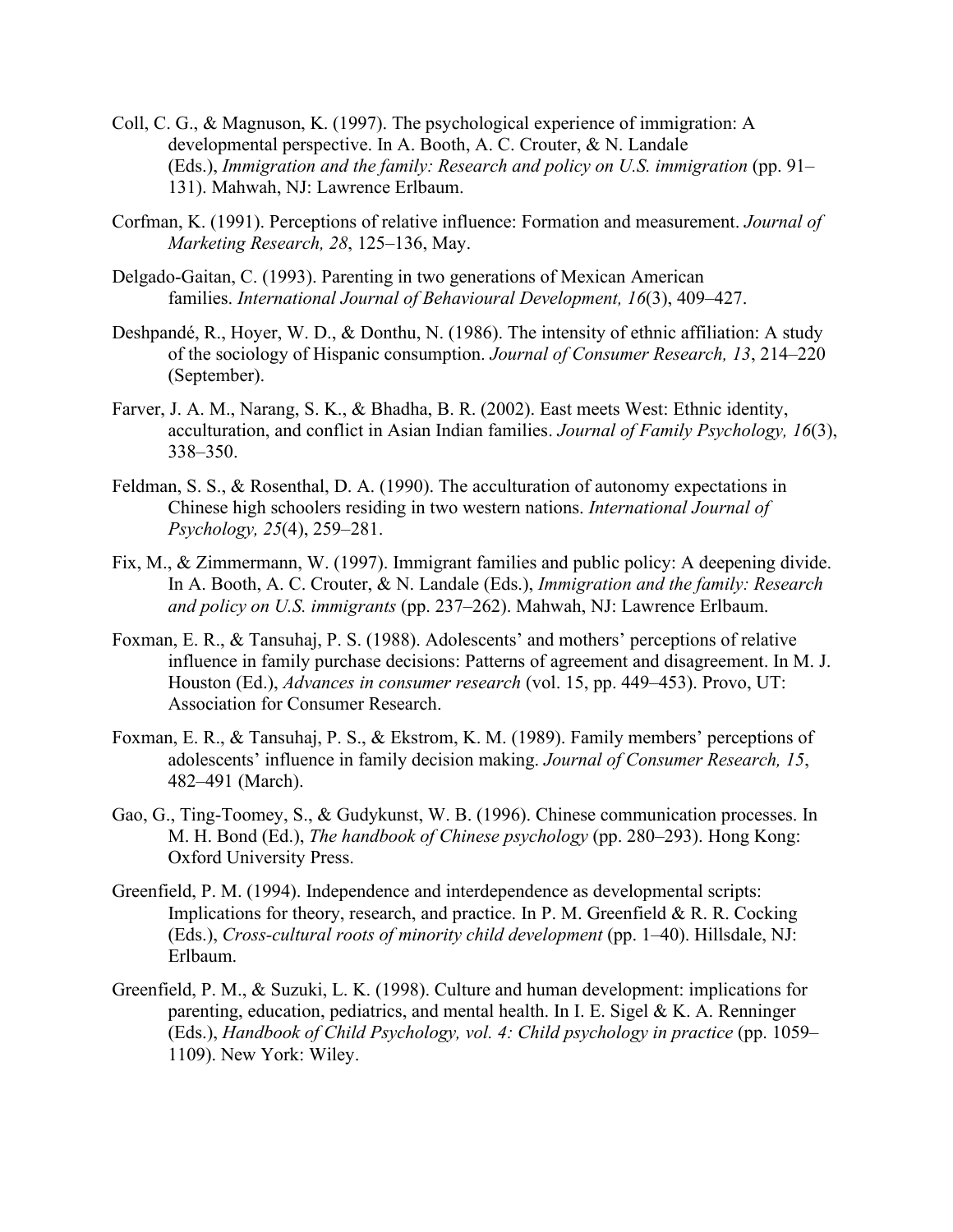Coll, C. G., & Magnuson, K. (1997). The psychological experience of immigration: A developmental perspective. In A. Booth, A. C. Crouter, & N. Landale (Eds.), *Immigration and the family: Research and policy on U.S. immigration* (pp. 91–131). Mahwah, NJ: Lawrence Erlbaum.

Corfman, K. (1991). Perceptions of relative influence: Formation and measurement. *Journal of Marketing Research, 28*, 125–136, May.

Delgado-Gaitan, C. (1993). Parenting in two generations of Mexican American families. *International Journal of Behavioural Development, 16*(3), 409–427.

Deshpandé, R., Hoyer, W. D., & Donthu, N. (1986). The intensity of ethnic affiliation: A study of the sociology of Hispanic consumption. *Journal of Consumer Research, 13*, 214–220 (September).

Farver, J. A. M., Narang, S. K., & Bhadha, B. R. (2002). East meets West: Ethnic identity, acculturation, and conflict in Asian Indian families. *Journal of Family Psychology, 16*(3), 338–350.

Feldman, S. S., & Rosenthal, D. A. (1990). The acculturation of autonomy expectations in Chinese high schoolers residing in two western nations. *International Journal of Psychology, 25*(4), 259–281.

Fix, M., & Zimmermann, W. (1997). Immigrant families and public policy: A deepening divide. In A. Booth, A. C. Crouter, & N. Landale (Eds.), *Immigration and the family: Research and policy on U.S. immigrants* (pp. 237–262). Mahwah, NJ: Lawrence Erlbaum.

Foxman, E. R., & Tansuhaj, P. S. (1988). Adolescents' and mothers' perceptions of relative influence in family purchase decisions: Patterns of agreement and disagreement. In M. J. Houston (Ed.), *Advances in consumer research* (vol. 15, pp. 449–453). Provo, UT: Association for Consumer Research.

Foxman, E. R., & Tansuhaj, P. S., & Ekstrom, K. M. (1989). Family members' perceptions of adolescents' influence in family decision making. *Journal of Consumer Research, 15*, 482–491 (March).

Gao, G., Ting-Toomey, S., & Gudykunst, W. B. (1996). Chinese communication processes. In M. H. Bond (Ed.), *The handbook of Chinese psychology* (pp. 280–293). Hong Kong: Oxford University Press.

Greenfield, P. M. (1994). Independence and interdependence as developmental scripts: Implications for theory, research, and practice. In P. M. Greenfield & R. R. Cocking (Eds.), *Cross-cultural roots of minority child development* (pp. 1–40). Hillsdale, NJ: Erlbaum.

Greenfield, P. M., & Suzuki, L. K. (1998). Culture and human development: implications for parenting, education, pediatrics, and mental health. In I. E. Sigel & K. A. Renninger (Eds.), *Handbook of Child Psychology, vol. 4: Child psychology in practice* (pp. 1059–1109). New York: Wiley.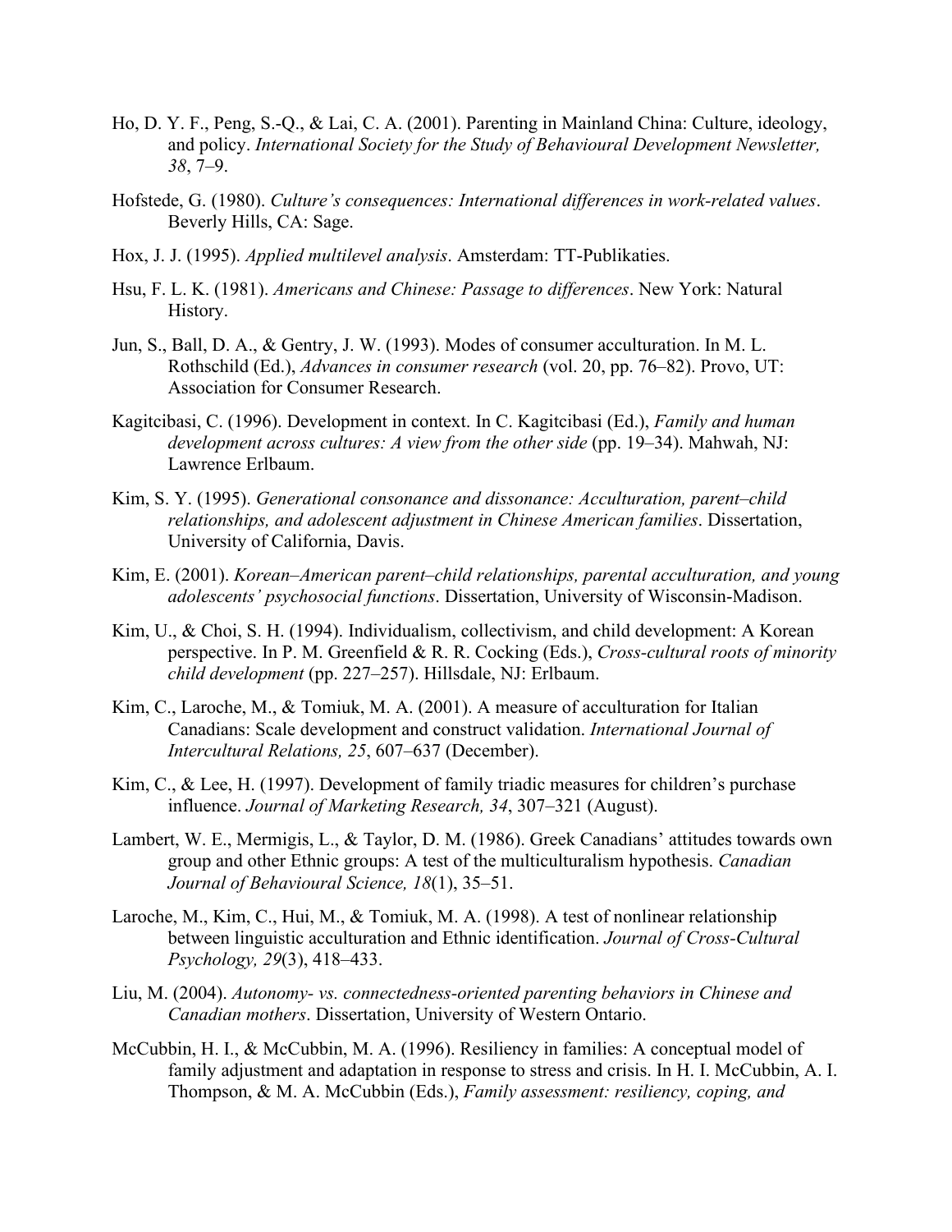Ho, D. Y. F., Peng, S.-Q., & Lai, C. A. (2001). Parenting in Mainland China: Culture, ideology, and policy. *International Society for the Study of Behavioural Development Newsletter, 38*, 7–9.

Hofstede, G. (1980). *Culture's consequences: International differences in work-related values*. Beverly Hills, CA: Sage.

Hox, J. J. (1995). *Applied multilevel analysis*. Amsterdam: TT-Publikaties.

Hsu, F. L. K. (1981). *Americans and Chinese: Passage to differences*. New York: Natural History.

Jun, S., Ball, D. A., & Gentry, J. W. (1993). Modes of consumer acculturation. In M. L. Rothschild (Ed.), *Advances in consumer research* (vol. 20, pp. 76–82). Provo, UT: Association for Consumer Research.

Kagitcibasi, C. (1996). Development in context. In C. Kagitcibasi (Ed.), *Family and human development across cultures: A view from the other side* (pp. 19–34). Mahwah, NJ: Lawrence Erlbaum.

Kim, S. Y. (1995). *Generational consonance and dissonance: Acculturation, parent–child relationships, and adolescent adjustment in Chinese American families*. Dissertation, University of California, Davis.

Kim, E. (2001). *Korean–American parent–child relationships, parental acculturation, and young adolescents' psychosocial functions*. Dissertation, University of Wisconsin-Madison.

Kim, U., & Choi, S. H. (1994). Individualism, collectivism, and child development: A Korean perspective. In P. M. Greenfield & R. R. Cocking (Eds.), *Cross-cultural roots of minority child development* (pp. 227–257). Hillsdale, NJ: Erlbaum.

Kim, C., Laroche, M., & Tomiuk, M. A. (2001). A measure of acculturation for Italian Canadians: Scale development and construct validation. *International Journal of Intercultural Relations, 25*, 607–637 (December).

Kim, C., & Lee, H. (1997). Development of family triadic measures for children's purchase influence. *Journal of Marketing Research, 34*, 307–321 (August).

Lambert, W. E., Mermigis, L., & Taylor, D. M. (1986). Greek Canadians' attitudes towards own group and other Ethnic groups: A test of the multiculturalism hypothesis. *Canadian Journal of Behavioural Science, 18*(1), 35–51.

Laroche, M., Kim, C., Hui, M., & Tomiuk, M. A. (1998). A test of nonlinear relationship between linguistic acculturation and Ethnic identification. *Journal of Cross-Cultural Psychology, 29*(3), 418–433.

Liu, M. (2004). *Autonomy- vs. connectedness-oriented parenting behaviors in Chinese and Canadian mothers*. Dissertation, University of Western Ontario.

McCubbin, H. I., & McCubbin, M. A. (1996). Resiliency in families: A conceptual model of family adjustment and adaptation in response to stress and crisis. In H. I. McCubbin, A. I. Thompson, & M. A. McCubbin (Eds.), *Family assessment: resiliency, coping, and*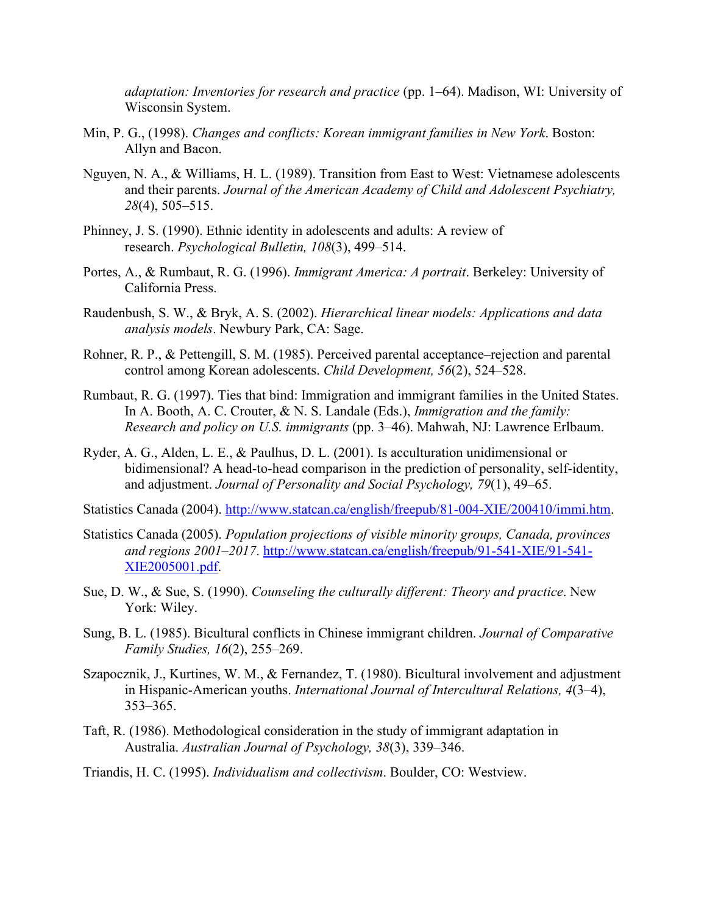*adaptation: Inventories for research and practice* (pp. 1–64). Madison, WI: University of Wisconsin System.

Min, P. G., (1998). *Changes and conflicts: Korean immigrant families in New York*. Boston: Allyn and Bacon.

Nguyen, N. A., & Williams, H. L. (1989). Transition from East to West: Vietnamese adolescents and their parents. *Journal of the American Academy of Child and Adolescent Psychiatry, 28*(4), 505–515.

Phinney, J. S. (1990). Ethnic identity in adolescents and adults: A review of research. *Psychological Bulletin, 108*(3), 499–514.

Portes, A., & Rumbaut, R. G. (1996). *Immigrant America: A portrait*. Berkeley: University of California Press.

Raudenbush, S. W., & Bryk, A. S. (2002). *Hierarchical linear models: Applications and data analysis models*. Newbury Park, CA: Sage.

Rohner, R. P., & Pettengill, S. M. (1985). Perceived parental acceptance–rejection and parental control among Korean adolescents. *Child Development, 56*(2), 524–528.

Rumbaut, R. G. (1997). Ties that bind: Immigration and immigrant families in the United States. In A. Booth, A. C. Crouter, & N. S. Landale (Eds.), *Immigration and the family: Research and policy on U.S. immigrants* (pp. 3–46). Mahwah, NJ: Lawrence Erlbaum.

Ryder, A. G., Alden, L. E., & Paulhus, D. L. (2001). Is acculturation unidimensional or bidimensional? A head-to-head comparison in the prediction of personality, self-identity, and adjustment. *Journal of Personality and Social Psychology, 79*(1), 49–65.

Statistics Canada (2004). http://www.statcan.ca/english/freepub/81-004-XIE/200410/immi.htm.

Statistics Canada (2005). *Population projections of visible minority groups, Canada, provinces and regions 2001–2017*. http://www.statcan.ca/english/freepub/91-541-XIE/91-541-XIE2005001.pdf.

Sue, D. W., & Sue, S. (1990). *Counseling the culturally different: Theory and practice*. New York: Wiley.

Sung, B. L. (1985). Bicultural conflicts in Chinese immigrant children. *Journal of Comparative Family Studies, 16*(2), 255–269.

Szapocznik, J., Kurtines, W. M., & Fernandez, T. (1980). Bicultural involvement and adjustment in Hispanic-American youths. *International Journal of Intercultural Relations, 4*(3–4), 353–365.

Taft, R. (1986). Methodological consideration in the study of immigrant adaptation in Australia. *Australian Journal of Psychology, 38*(3), 339–346.

Triandis, H. C. (1995). *Individualism and collectivism*. Boulder, CO: Westview.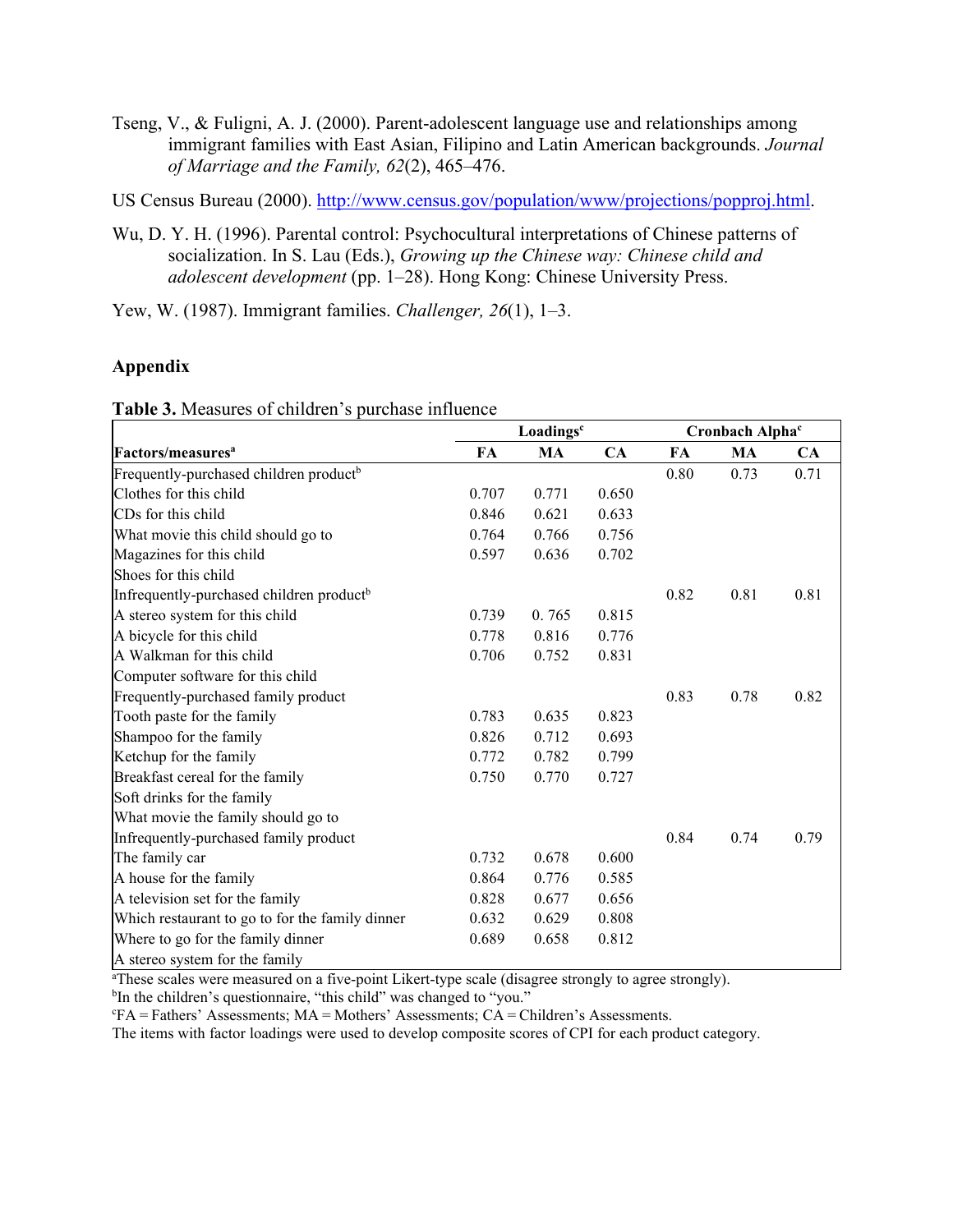Tseng, V., & Fuligni, A. J. (2000). Parent-adolescent language use and relationships among immigrant families with East Asian, Filipino and Latin American backgrounds. *Journal of Marriage and the Family, 62*(2), 465–476.

US Census Bureau (2000). http://www.census.gov/population/www/projections/popproj.html.

Wu, D. Y. H. (1996). Parental control: Psychocultural interpretations of Chinese patterns of socialization. In S. Lau (Eds.), *Growing up the Chinese way: Chinese child and adolescent development* (pp. 1–28). Hong Kong: Chinese University Press.

Yew, W. (1987). Immigrant families. *Challenger, 26*(1), 1–3.

## Appendix

**Table 3.** Measures of children's purchase influence

| | Loadings[c] | | | Cronbach Alpha[c] | | |
|---|---|---|---|---|---|---|
| **Factors/measures[a]** | **FA** | **MA** | **CA** | **FA** | **MA** | **CA** |
| Frequently-purchased children product[b] | | | | 0.80 | 0.73 | 0.71 |
| Clothes for this child | 0.707 | 0.771 | 0.650 | | | |
| CDs for this child | 0.846 | 0.621 | 0.633 | | | |
| What movie this child should go to | 0.764 | 0.766 | 0.756 | | | |
| Magazines for this child | 0.597 | 0.636 | 0.702 | | | |
| Shoes for this child | | | | | | |
| Infrequently-purchased children product[b] | | | | 0.82 | 0.81 | 0.81 |
| A stereo system for this child | 0.739 | 0. 765 | 0.815 | | | |
| A bicycle for this child | 0.778 | 0.816 | 0.776 | | | |
| A Walkman for this child | 0.706 | 0.752 | 0.831 | | | |
| Computer software for this child | | | | | | |
| Frequently-purchased family product | | | | 0.83 | 0.78 | 0.82 |
| Tooth paste for the family | 0.783 | 0.635 | 0.823 | | | |
| Shampoo for the family | 0.826 | 0.712 | 0.693 | | | |
| Ketchup for the family | 0.772 | 0.782 | 0.799 | | | |
| Breakfast cereal for the family | 0.750 | 0.770 | 0.727 | | | |
| Soft drinks for the family | | | | | | |
| What movie the family should go to | | | | | | |
| Infrequently-purchased family product | | | | 0.84 | 0.74 | 0.79 |
| The family car | 0.732 | 0.678 | 0.600 | | | |
| A house for the family | 0.864 | 0.776 | 0.585 | | | |
| A television set for the family | 0.828 | 0.677 | 0.656 | | | |
| Which restaurant to go to for the family dinner | 0.632 | 0.629 | 0.808 | | | |
| Where to go for the family dinner | 0.689 | 0.658 | 0.812 | | | |
| A stereo system for the family | | | | | | |

[a]These scales were measured on a five-point Likert-type scale (disagree strongly to agree strongly).
[b]In the children's questionnaire, "this child" was changed to "you."
[c]FA = Fathers' Assessments; MA = Mothers' Assessments; CA = Children's Assessments.
The items with factor loadings were used to develop composite scores of CPI for each product category.